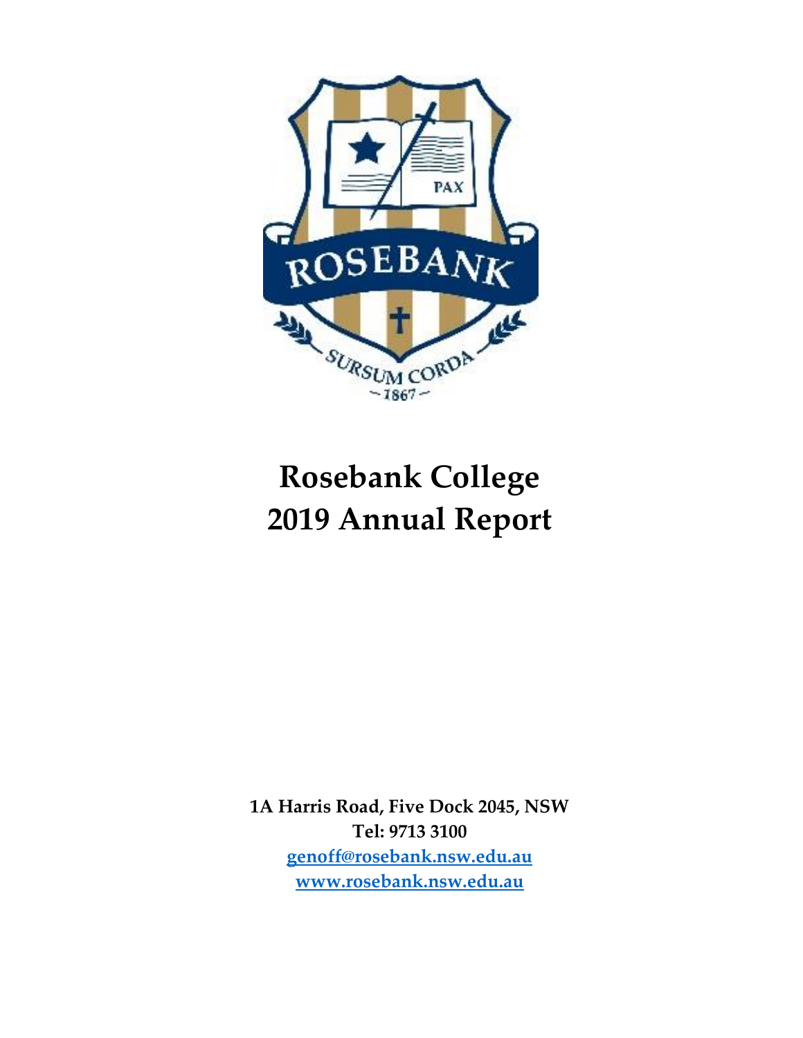# Rosebank College
# 2019 Annual Report

**1A Harris Road, Five Dock 2045, NSW**
**Tel: 9713 3100**
**[genoff@rosebank.nsw.edu.au](mailto:genoff@rosebank.nsw.edu.au)**
**[www.rosebank.nsw.edu.au](http://www.rosebank.nsw.edu.au)**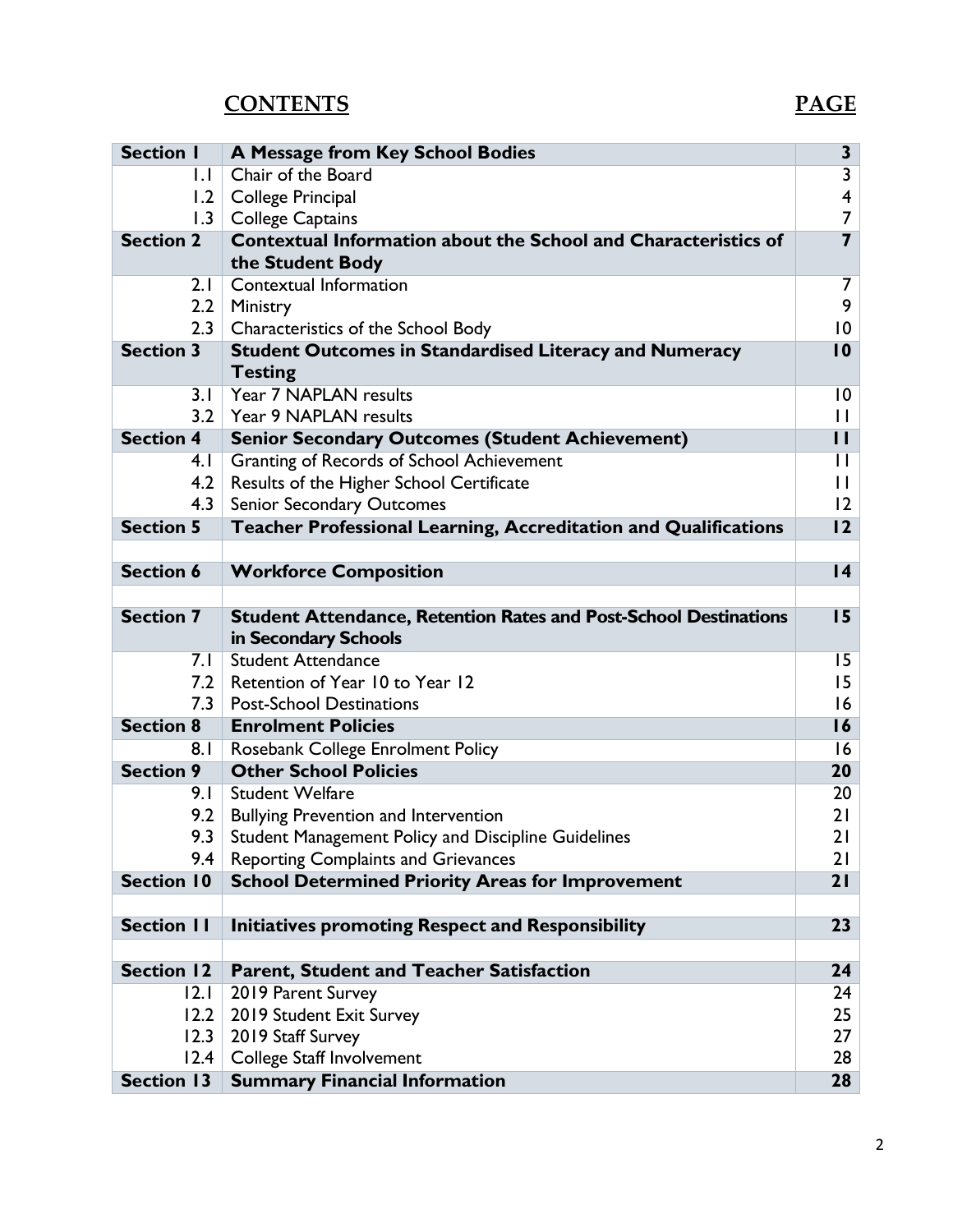# CONTENTS

| | CONTENTS | PAGE |
|---|---|---|
| **Section 1** | **A Message from Key School Bodies** | **3** |
| 1.1 | Chair of the Board | 3 |
| 1.2 | College Principal | 4 |
| 1.3 | College Captains | 7 |
| **Section 2** | **Contextual Information about the School and Characteristics of the Student Body** | **7** |
| 2.1 | Contextual Information | 7 |
| 2.2 | Ministry | 9 |
| 2.3 | Characteristics of the School Body | 10 |
| **Section 3** | **Student Outcomes in Standardised Literacy and Numeracy Testing** | **10** |
| 3.1 | Year 7 NAPLAN results | 10 |
| 3.2 | Year 9 NAPLAN results | 11 |
| **Section 4** | **Senior Secondary Outcomes (Student Achievement)** | **11** |
| 4.1 | Granting of Records of School Achievement | 11 |
| 4.2 | Results of the Higher School Certificate | 11 |
| 4.3 | Senior Secondary Outcomes | 12 |
| **Section 5** | **Teacher Professional Learning, Accreditation and Qualifications** | **12** |
| | | |
| **Section 6** | **Workforce Composition** | **14** |
| | | |
| **Section 7** | **Student Attendance, Retention Rates and Post-School Destinations in Secondary Schools** | **15** |
| 7.1 | Student Attendance | 15 |
| 7.2 | Retention of Year 10 to Year 12 | 15 |
| 7.3 | Post-School Destinations | 16 |
| **Section 8** | **Enrolment Policies** | **16** |
| 8.1 | Rosebank College Enrolment Policy | 16 |
| **Section 9** | **Other School Policies** | **20** |
| 9.1 | Student Welfare | 20 |
| 9.2 | Bullying Prevention and Intervention | 21 |
| 9.3 | Student Management Policy and Discipline Guidelines | 21 |
| 9.4 | Reporting Complaints and Grievances | 21 |
| **Section 10** | **School Determined Priority Areas for Improvement** | **21** |
| | | |
| **Section 11** | **Initiatives promoting Respect and Responsibility** | **23** |
| | | |
| **Section 12** | **Parent, Student and Teacher Satisfaction** | **24** |
| 12.1 | 2019 Parent Survey | 24 |
| 12.2 | 2019 Student Exit Survey | 25 |
| 12.3 | 2019 Staff Survey | 27 |
| 12.4 | College Staff Involvement | 28 |
| **Section 13** | **Summary Financial Information** | **28** |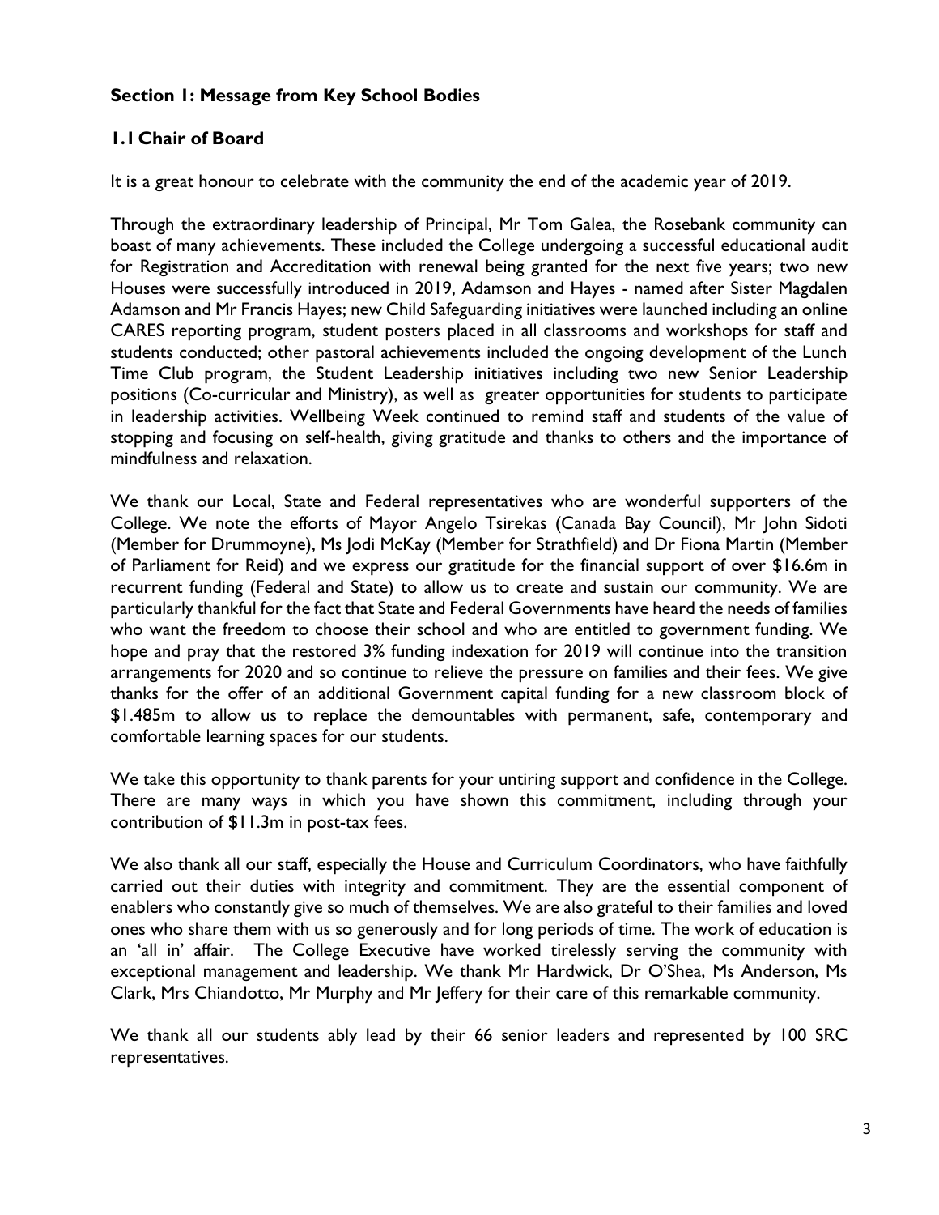## Section 1: Message from Key School Bodies

### 1.1 Chair of Board

It is a great honour to celebrate with the community the end of the academic year of 2019.

Through the extraordinary leadership of Principal, Mr Tom Galea, the Rosebank community can boast of many achievements. These included the College undergoing a successful educational audit for Registration and Accreditation with renewal being granted for the next five years; two new Houses were successfully introduced in 2019, Adamson and Hayes - named after Sister Magdalen Adamson and Mr Francis Hayes; new Child Safeguarding initiatives were launched including an online CARES reporting program, student posters placed in all classrooms and workshops for staff and students conducted; other pastoral achievements included the ongoing development of the Lunch Time Club program, the Student Leadership initiatives including two new Senior Leadership positions (Co-curricular and Ministry), as well as greater opportunities for students to participate in leadership activities. Wellbeing Week continued to remind staff and students of the value of stopping and focusing on self-health, giving gratitude and thanks to others and the importance of mindfulness and relaxation.

We thank our Local, State and Federal representatives who are wonderful supporters of the College. We note the efforts of Mayor Angelo Tsirekas (Canada Bay Council), Mr John Sidoti (Member for Drummoyne), Ms Jodi McKay (Member for Strathfield) and Dr Fiona Martin (Member of Parliament for Reid) and we express our gratitude for the financial support of over $16.6m in recurrent funding (Federal and State) to allow us to create and sustain our community. We are particularly thankful for the fact that State and Federal Governments have heard the needs of families who want the freedom to choose their school and who are entitled to government funding. We hope and pray that the restored 3% funding indexation for 2019 will continue into the transition arrangements for 2020 and so continue to relieve the pressure on families and their fees. We give thanks for the offer of an additional Government capital funding for a new classroom block of $1.485m to allow us to replace the demountables with permanent, safe, contemporary and comfortable learning spaces for our students.

We take this opportunity to thank parents for your untiring support and confidence in the College. There are many ways in which you have shown this commitment, including through your contribution of $11.3m in post-tax fees.

We also thank all our staff, especially the House and Curriculum Coordinators, who have faithfully carried out their duties with integrity and commitment. They are the essential component of enablers who constantly give so much of themselves. We are also grateful to their families and loved ones who share them with us so generously and for long periods of time. The work of education is an 'all in' affair. The College Executive have worked tirelessly serving the community with exceptional management and leadership. We thank Mr Hardwick, Dr O'Shea, Ms Anderson, Ms Clark, Mrs Chiandotto, Mr Murphy and Mr Jeffery for their care of this remarkable community.

We thank all our students ably lead by their 66 senior leaders and represented by 100 SRC representatives.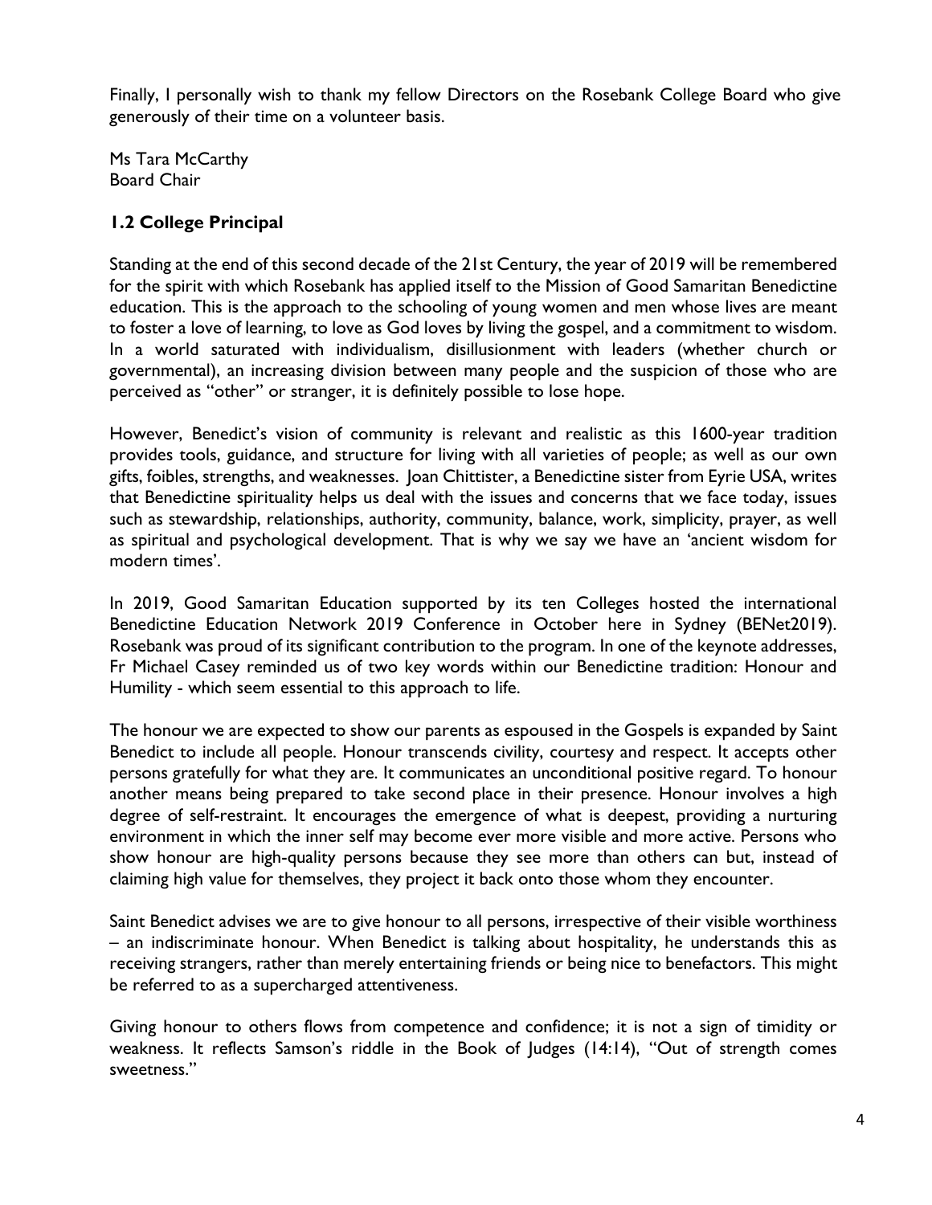Finally, I personally wish to thank my fellow Directors on the Rosebank College Board who give generously of their time on a volunteer basis.

Ms Tara McCarthy
Board Chair

### 1.2 College Principal

Standing at the end of this second decade of the 21st Century, the year of 2019 will be remembered for the spirit with which Rosebank has applied itself to the Mission of Good Samaritan Benedictine education. This is the approach to the schooling of young women and men whose lives are meant to foster a love of learning, to love as God loves by living the gospel, and a commitment to wisdom. In a world saturated with individualism, disillusionment with leaders (whether church or governmental), an increasing division between many people and the suspicion of those who are perceived as "other" or stranger, it is definitely possible to lose hope.

However, Benedict's vision of community is relevant and realistic as this 1600-year tradition provides tools, guidance, and structure for living with all varieties of people; as well as our own gifts, foibles, strengths, and weaknesses. Joan Chittister, a Benedictine sister from Eyrie USA, writes that Benedictine spirituality helps us deal with the issues and concerns that we face today, issues such as stewardship, relationships, authority, community, balance, work, simplicity, prayer, as well as spiritual and psychological development. That is why we say we have an 'ancient wisdom for modern times'.

In 2019, Good Samaritan Education supported by its ten Colleges hosted the international Benedictine Education Network 2019 Conference in October here in Sydney (BENet2019). Rosebank was proud of its significant contribution to the program. In one of the keynote addresses, Fr Michael Casey reminded us of two key words within our Benedictine tradition: Honour and Humility - which seem essential to this approach to life.

The honour we are expected to show our parents as espoused in the Gospels is expanded by Saint Benedict to include all people. Honour transcends civility, courtesy and respect. It accepts other persons gratefully for what they are. It communicates an unconditional positive regard. To honour another means being prepared to take second place in their presence. Honour involves a high degree of self-restraint. It encourages the emergence of what is deepest, providing a nurturing environment in which the inner self may become ever more visible and more active. Persons who show honour are high-quality persons because they see more than others can but, instead of claiming high value for themselves, they project it back onto those whom they encounter.

Saint Benedict advises we are to give honour to all persons, irrespective of their visible worthiness – an indiscriminate honour. When Benedict is talking about hospitality, he understands this as receiving strangers, rather than merely entertaining friends or being nice to benefactors. This might be referred to as a supercharged attentiveness.

Giving honour to others flows from competence and confidence; it is not a sign of timidity or weakness. It reflects Samson's riddle in the Book of Judges (14:14), "Out of strength comes sweetness."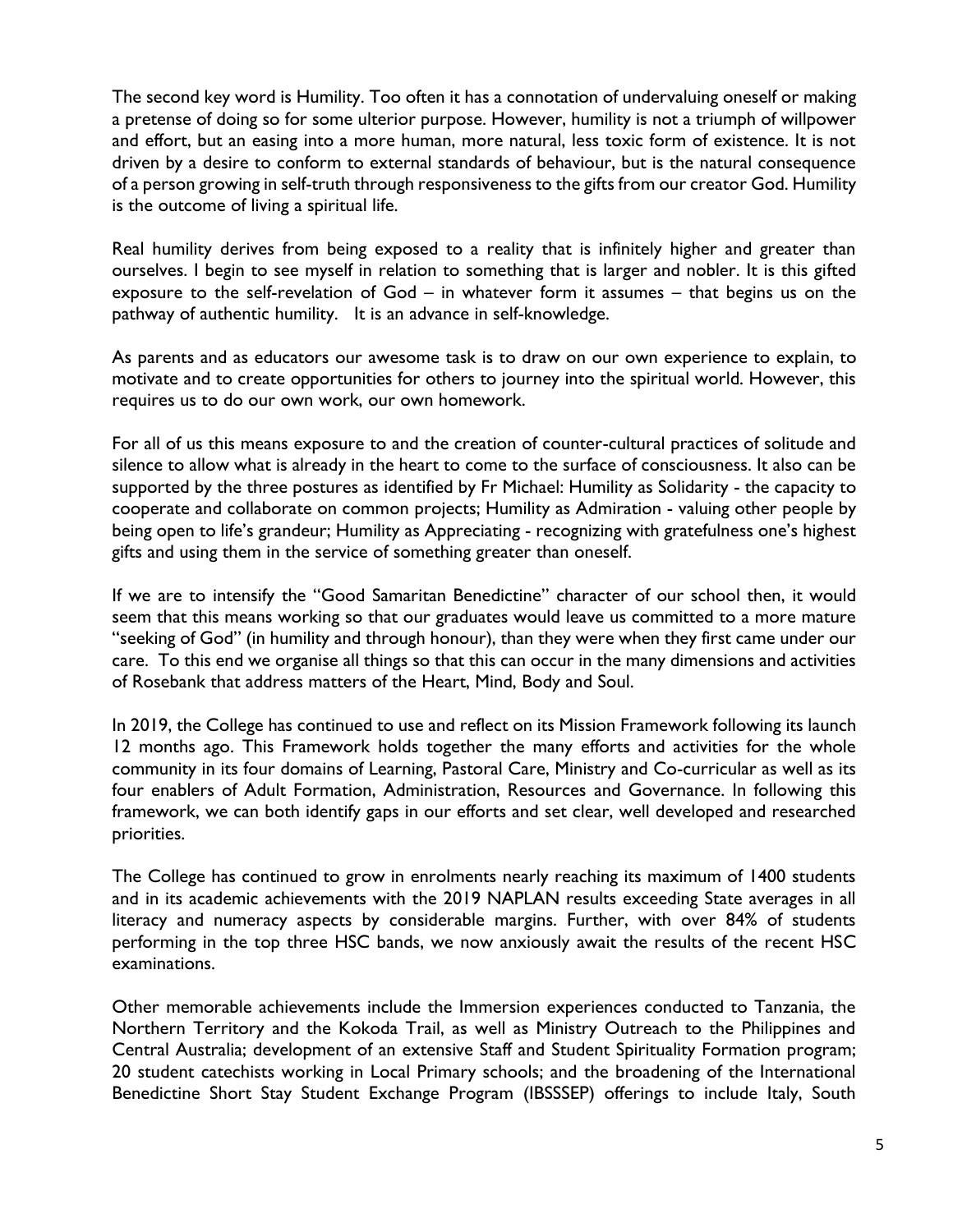The second key word is Humility. Too often it has a connotation of undervaluing oneself or making a pretense of doing so for some ulterior purpose. However, humility is not a triumph of willpower and effort, but an easing into a more human, more natural, less toxic form of existence. It is not driven by a desire to conform to external standards of behaviour, but is the natural consequence of a person growing in self-truth through responsiveness to the gifts from our creator God. Humility is the outcome of living a spiritual life.

Real humility derives from being exposed to a reality that is infinitely higher and greater than ourselves. I begin to see myself in relation to something that is larger and nobler. It is this gifted exposure to the self-revelation of God – in whatever form it assumes – that begins us on the pathway of authentic humility. It is an advance in self-knowledge.

As parents and as educators our awesome task is to draw on our own experience to explain, to motivate and to create opportunities for others to journey into the spiritual world. However, this requires us to do our own work, our own homework.

For all of us this means exposure to and the creation of counter-cultural practices of solitude and silence to allow what is already in the heart to come to the surface of consciousness. It also can be supported by the three postures as identified by Fr Michael: Humility as Solidarity - the capacity to cooperate and collaborate on common projects; Humility as Admiration - valuing other people by being open to life's grandeur; Humility as Appreciating - recognizing with gratefulness one's highest gifts and using them in the service of something greater than oneself.

If we are to intensify the "Good Samaritan Benedictine" character of our school then, it would seem that this means working so that our graduates would leave us committed to a more mature "seeking of God" (in humility and through honour), than they were when they first came under our care. To this end we organise all things so that this can occur in the many dimensions and activities of Rosebank that address matters of the Heart, Mind, Body and Soul.

In 2019, the College has continued to use and reflect on its Mission Framework following its launch 12 months ago. This Framework holds together the many efforts and activities for the whole community in its four domains of Learning, Pastoral Care, Ministry and Co-curricular as well as its four enablers of Adult Formation, Administration, Resources and Governance. In following this framework, we can both identify gaps in our efforts and set clear, well developed and researched priorities.

The College has continued to grow in enrolments nearly reaching its maximum of 1400 students and in its academic achievements with the 2019 NAPLAN results exceeding State averages in all literacy and numeracy aspects by considerable margins. Further, with over 84% of students performing in the top three HSC bands, we now anxiously await the results of the recent HSC examinations.

Other memorable achievements include the Immersion experiences conducted to Tanzania, the Northern Territory and the Kokoda Trail, as well as Ministry Outreach to the Philippines and Central Australia; development of an extensive Staff and Student Spirituality Formation program; 20 student catechists working in Local Primary schools; and the broadening of the International Benedictine Short Stay Student Exchange Program (IBSSSEP) offerings to include Italy, South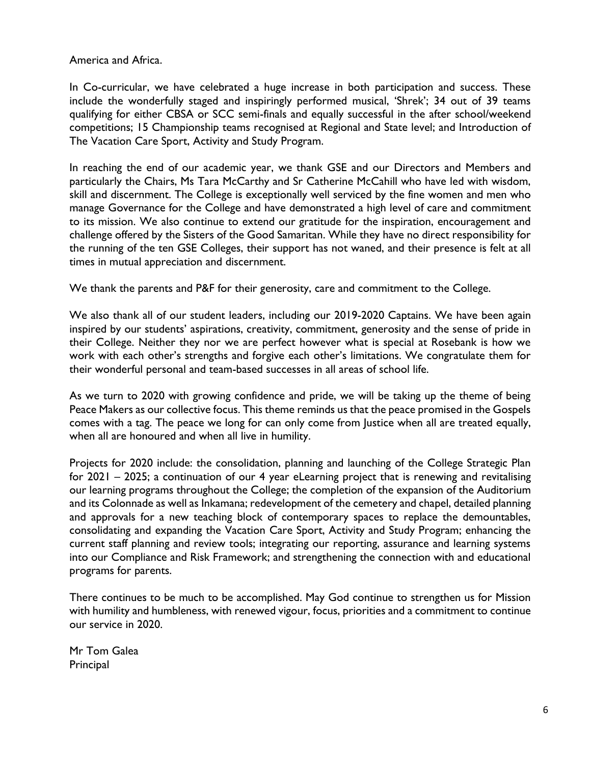America and Africa.

In Co-curricular, we have celebrated a huge increase in both participation and success. These include the wonderfully staged and inspiringly performed musical, 'Shrek'; 34 out of 39 teams qualifying for either CBSA or SCC semi-finals and equally successful in the after school/weekend competitions; 15 Championship teams recognised at Regional and State level; and Introduction of The Vacation Care Sport, Activity and Study Program.

In reaching the end of our academic year, we thank GSE and our Directors and Members and particularly the Chairs, Ms Tara McCarthy and Sr Catherine McCahill who have led with wisdom, skill and discernment. The College is exceptionally well serviced by the fine women and men who manage Governance for the College and have demonstrated a high level of care and commitment to its mission. We also continue to extend our gratitude for the inspiration, encouragement and challenge offered by the Sisters of the Good Samaritan. While they have no direct responsibility for the running of the ten GSE Colleges, their support has not waned, and their presence is felt at all times in mutual appreciation and discernment.

We thank the parents and P&F for their generosity, care and commitment to the College.

We also thank all of our student leaders, including our 2019-2020 Captains. We have been again inspired by our students' aspirations, creativity, commitment, generosity and the sense of pride in their College. Neither they nor we are perfect however what is special at Rosebank is how we work with each other's strengths and forgive each other's limitations. We congratulate them for their wonderful personal and team-based successes in all areas of school life.

As we turn to 2020 with growing confidence and pride, we will be taking up the theme of being Peace Makers as our collective focus. This theme reminds us that the peace promised in the Gospels comes with a tag. The peace we long for can only come from Justice when all are treated equally, when all are honoured and when all live in humility.

Projects for 2020 include: the consolidation, planning and launching of the College Strategic Plan for 2021 – 2025; a continuation of our 4 year eLearning project that is renewing and revitalising our learning programs throughout the College; the completion of the expansion of the Auditorium and its Colonnade as well as Inkamana; redevelopment of the cemetery and chapel, detailed planning and approvals for a new teaching block of contemporary spaces to replace the demountables, consolidating and expanding the Vacation Care Sport, Activity and Study Program; enhancing the current staff planning and review tools; integrating our reporting, assurance and learning systems into our Compliance and Risk Framework; and strengthening the connection with and educational programs for parents.

There continues to be much to be accomplished. May God continue to strengthen us for Mission with humility and humbleness, with renewed vigour, focus, priorities and a commitment to continue our service in 2020.

Mr Tom Galea
Principal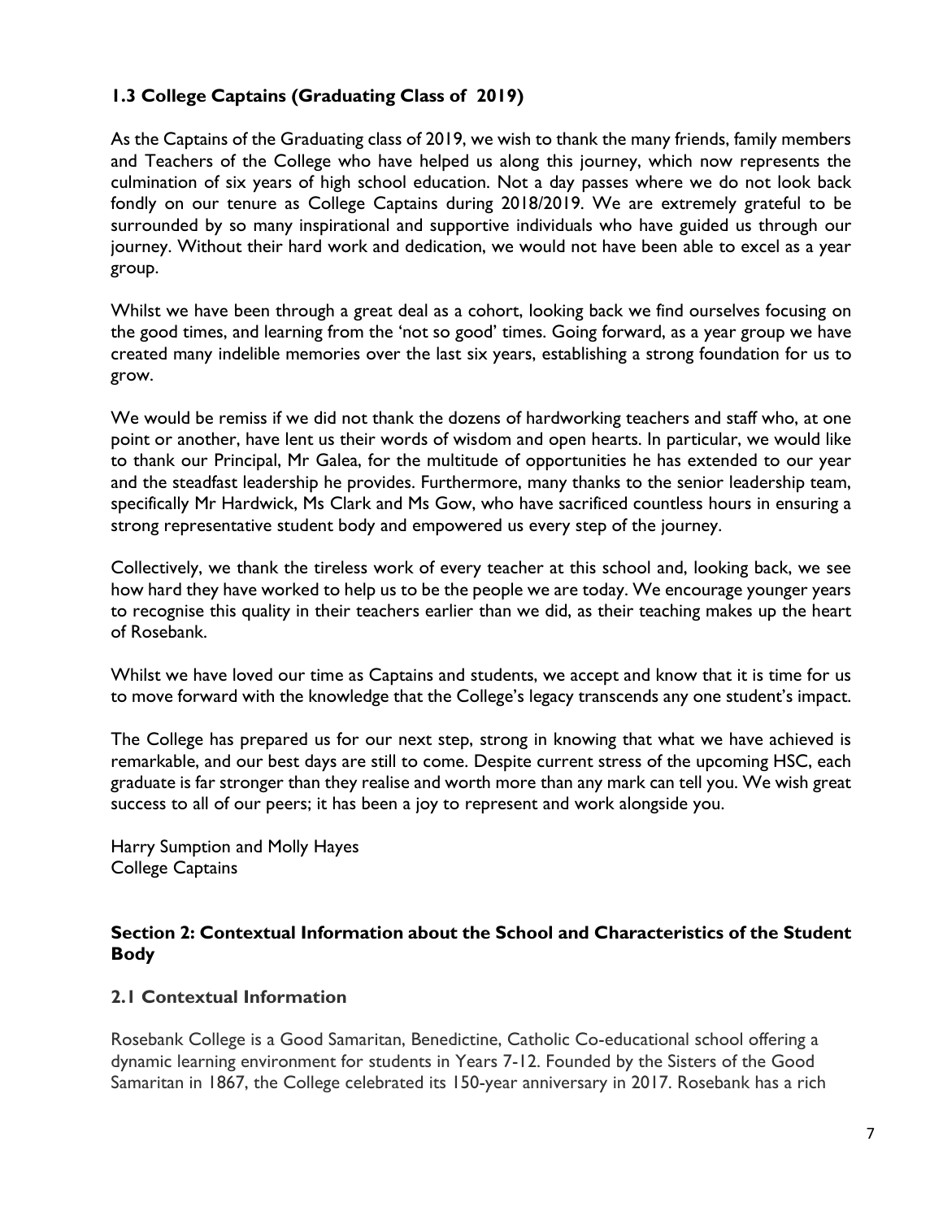### 1.3 College Captains (Graduating Class of 2019)

As the Captains of the Graduating class of 2019, we wish to thank the many friends, family members and Teachers of the College who have helped us along this journey, which now represents the culmination of six years of high school education. Not a day passes where we do not look back fondly on our tenure as College Captains during 2018/2019. We are extremely grateful to be surrounded by so many inspirational and supportive individuals who have guided us through our journey. Without their hard work and dedication, we would not have been able to excel as a year group.

Whilst we have been through a great deal as a cohort, looking back we find ourselves focusing on the good times, and learning from the 'not so good' times. Going forward, as a year group we have created many indelible memories over the last six years, establishing a strong foundation for us to grow.

We would be remiss if we did not thank the dozens of hardworking teachers and staff who, at one point or another, have lent us their words of wisdom and open hearts. In particular, we would like to thank our Principal, Mr Galea, for the multitude of opportunities he has extended to our year and the steadfast leadership he provides. Furthermore, many thanks to the senior leadership team, specifically Mr Hardwick, Ms Clark and Ms Gow, who have sacrificed countless hours in ensuring a strong representative student body and empowered us every step of the journey.

Collectively, we thank the tireless work of every teacher at this school and, looking back, we see how hard they have worked to help us to be the people we are today. We encourage younger years to recognise this quality in their teachers earlier than we did, as their teaching makes up the heart of Rosebank.

Whilst we have loved our time as Captains and students, we accept and know that it is time for us to move forward with the knowledge that the College's legacy transcends any one student's impact.

The College has prepared us for our next step, strong in knowing that what we have achieved is remarkable, and our best days are still to come. Despite current stress of the upcoming HSC, each graduate is far stronger than they realise and worth more than any mark can tell you. We wish great success to all of our peers; it has been a joy to represent and work alongside you.

Harry Sumption and Molly Hayes
College Captains

## Section 2: Contextual Information about the School and Characteristics of the Student Body

### 2.1 Contextual Information

Rosebank College is a Good Samaritan, Benedictine, Catholic Co-educational school offering a dynamic learning environment for students in Years 7-12. Founded by the Sisters of the Good Samaritan in 1867, the College celebrated its 150-year anniversary in 2017. Rosebank has a rich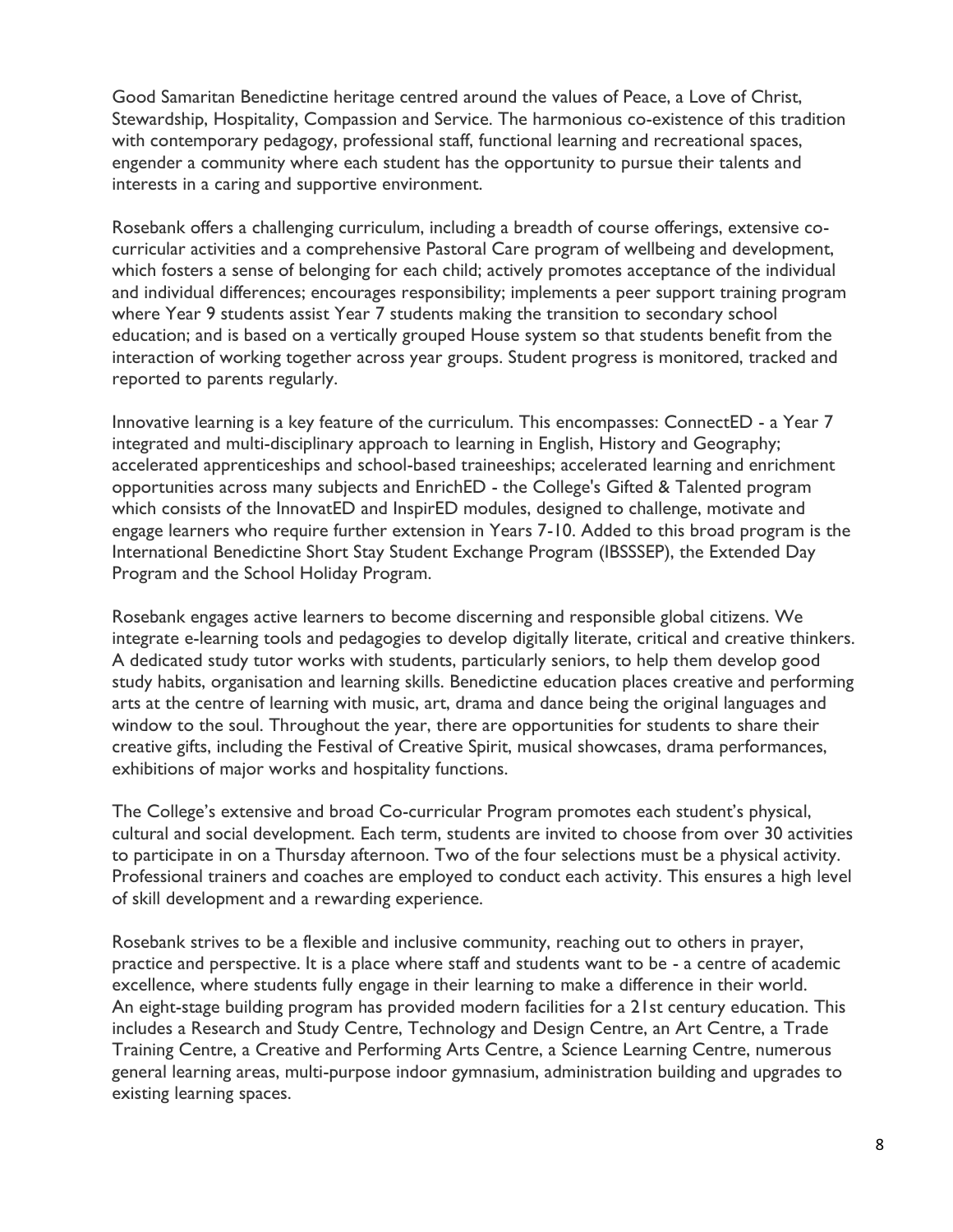Good Samaritan Benedictine heritage centred around the values of Peace, a Love of Christ, Stewardship, Hospitality, Compassion and Service. The harmonious co-existence of this tradition with contemporary pedagogy, professional staff, functional learning and recreational spaces, engender a community where each student has the opportunity to pursue their talents and interests in a caring and supportive environment.

Rosebank offers a challenging curriculum, including a breadth of course offerings, extensive co-curricular activities and a comprehensive Pastoral Care program of wellbeing and development, which fosters a sense of belonging for each child; actively promotes acceptance of the individual and individual differences; encourages responsibility; implements a peer support training program where Year 9 students assist Year 7 students making the transition to secondary school education; and is based on a vertically grouped House system so that students benefit from the interaction of working together across year groups. Student progress is monitored, tracked and reported to parents regularly.

Innovative learning is a key feature of the curriculum. This encompasses: ConnectED - a Year 7 integrated and multi-disciplinary approach to learning in English, History and Geography; accelerated apprenticeships and school-based traineeships; accelerated learning and enrichment opportunities across many subjects and EnrichED - the College's Gifted & Talented program which consists of the InnovatED and InspirED modules, designed to challenge, motivate and engage learners who require further extension in Years 7-10. Added to this broad program is the International Benedictine Short Stay Student Exchange Program (IBSSSEP), the Extended Day Program and the School Holiday Program.

Rosebank engages active learners to become discerning and responsible global citizens. We integrate e-learning tools and pedagogies to develop digitally literate, critical and creative thinkers. A dedicated study tutor works with students, particularly seniors, to help them develop good study habits, organisation and learning skills. Benedictine education places creative and performing arts at the centre of learning with music, art, drama and dance being the original languages and window to the soul. Throughout the year, there are opportunities for students to share their creative gifts, including the Festival of Creative Spirit, musical showcases, drama performances, exhibitions of major works and hospitality functions.

The College's extensive and broad Co-curricular Program promotes each student's physical, cultural and social development. Each term, students are invited to choose from over 30 activities to participate in on a Thursday afternoon. Two of the four selections must be a physical activity. Professional trainers and coaches are employed to conduct each activity. This ensures a high level of skill development and a rewarding experience.

Rosebank strives to be a flexible and inclusive community, reaching out to others in prayer, practice and perspective. It is a place where staff and students want to be - a centre of academic excellence, where students fully engage in their learning to make a difference in their world. An eight-stage building program has provided modern facilities for a 21st century education. This includes a Research and Study Centre, Technology and Design Centre, an Art Centre, a Trade Training Centre, a Creative and Performing Arts Centre, a Science Learning Centre, numerous general learning areas, multi-purpose indoor gymnasium, administration building and upgrades to existing learning spaces.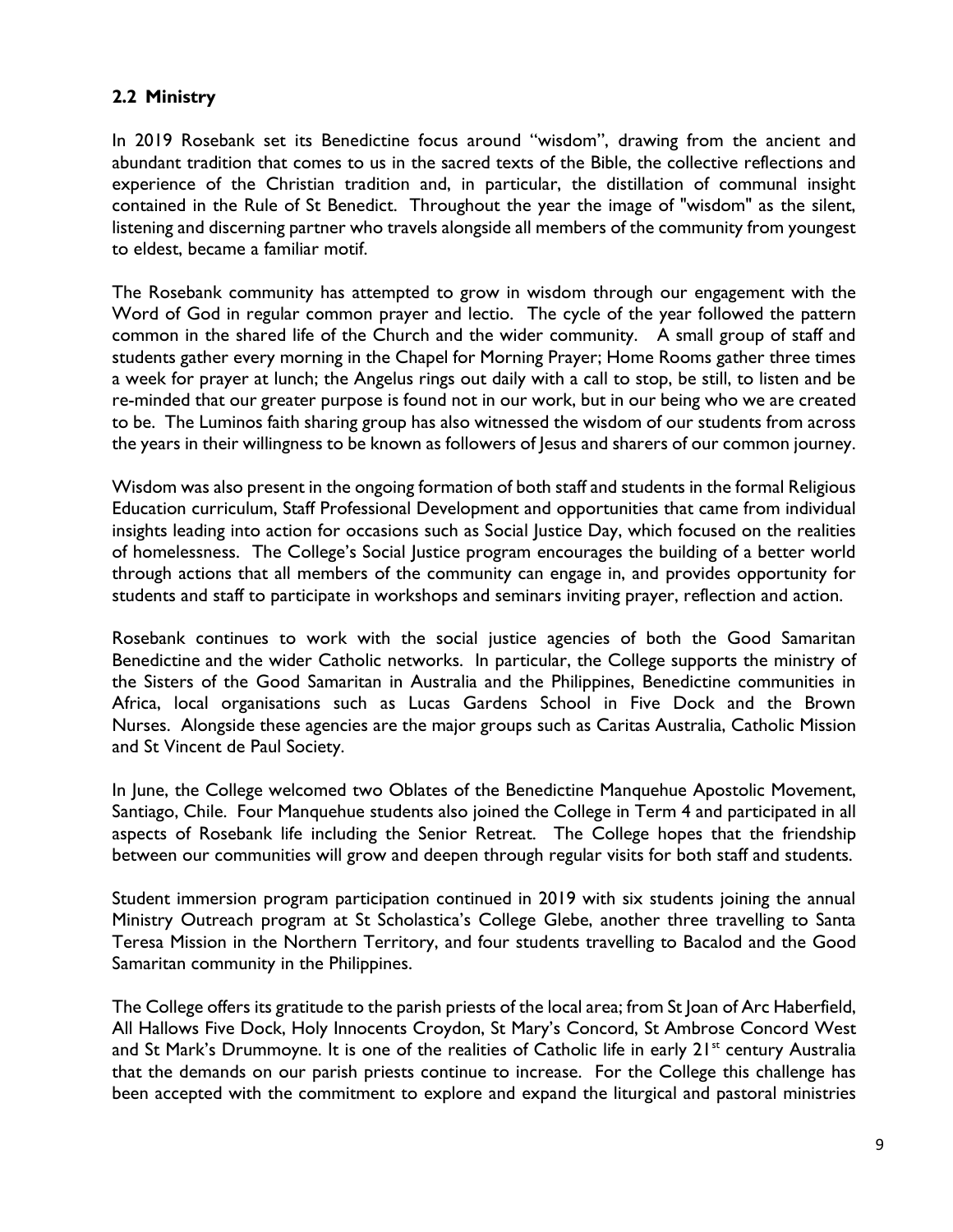## 2.2 Ministry

In 2019 Rosebank set its Benedictine focus around "wisdom", drawing from the ancient and abundant tradition that comes to us in the sacred texts of the Bible, the collective reflections and experience of the Christian tradition and, in particular, the distillation of communal insight contained in the Rule of St Benedict. Throughout the year the image of "wisdom" as the silent, listening and discerning partner who travels alongside all members of the community from youngest to eldest, became a familiar motif.

The Rosebank community has attempted to grow in wisdom through our engagement with the Word of God in regular common prayer and lectio. The cycle of the year followed the pattern common in the shared life of the Church and the wider community. A small group of staff and students gather every morning in the Chapel for Morning Prayer; Home Rooms gather three times a week for prayer at lunch; the Angelus rings out daily with a call to stop, be still, to listen and be re-minded that our greater purpose is found not in our work, but in our being who we are created to be. The Luminos faith sharing group has also witnessed the wisdom of our students from across the years in their willingness to be known as followers of Jesus and sharers of our common journey.

Wisdom was also present in the ongoing formation of both staff and students in the formal Religious Education curriculum, Staff Professional Development and opportunities that came from individual insights leading into action for occasions such as Social Justice Day, which focused on the realities of homelessness. The College's Social Justice program encourages the building of a better world through actions that all members of the community can engage in, and provides opportunity for students and staff to participate in workshops and seminars inviting prayer, reflection and action.

Rosebank continues to work with the social justice agencies of both the Good Samaritan Benedictine and the wider Catholic networks. In particular, the College supports the ministry of the Sisters of the Good Samaritan in Australia and the Philippines, Benedictine communities in Africa, local organisations such as Lucas Gardens School in Five Dock and the Brown Nurses. Alongside these agencies are the major groups such as Caritas Australia, Catholic Mission and St Vincent de Paul Society.

In June, the College welcomed two Oblates of the Benedictine Manquehue Apostolic Movement, Santiago, Chile. Four Manquehue students also joined the College in Term 4 and participated in all aspects of Rosebank life including the Senior Retreat. The College hopes that the friendship between our communities will grow and deepen through regular visits for both staff and students.

Student immersion program participation continued in 2019 with six students joining the annual Ministry Outreach program at St Scholastica's College Glebe, another three travelling to Santa Teresa Mission in the Northern Territory, and four students travelling to Bacalod and the Good Samaritan community in the Philippines.

The College offers its gratitude to the parish priests of the local area; from St Joan of Arc Haberfield, All Hallows Five Dock, Holy Innocents Croydon, St Mary's Concord, St Ambrose Concord West and St Mark's Drummoyne. It is one of the realities of Catholic life in early 21st century Australia that the demands on our parish priests continue to increase. For the College this challenge has been accepted with the commitment to explore and expand the liturgical and pastoral ministries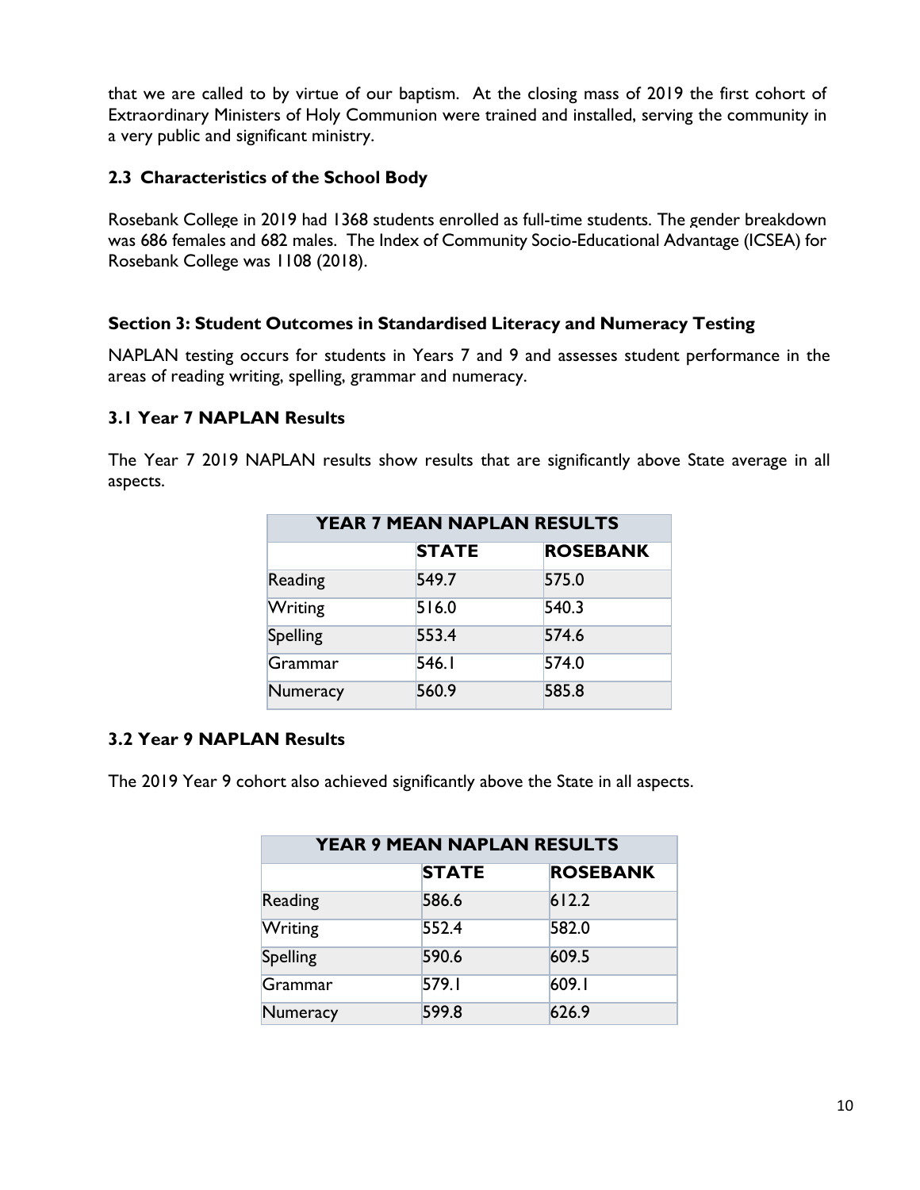that we are called to by virtue of our baptism. At the closing mass of 2019 the first cohort of Extraordinary Ministers of Holy Communion were trained and installed, serving the community in a very public and significant ministry.

### 2.3 Characteristics of the School Body

Rosebank College in 2019 had 1368 students enrolled as full-time students. The gender breakdown was 686 females and 682 males. The Index of Community Socio-Educational Advantage (ICSEA) for Rosebank College was 1108 (2018).

## Section 3: Student Outcomes in Standardised Literacy and Numeracy Testing

NAPLAN testing occurs for students in Years 7 and 9 and assesses student performance in the areas of reading writing, spelling, grammar and numeracy.

### 3.1 Year 7 NAPLAN Results

The Year 7 2019 NAPLAN results show results that are significantly above State average in all aspects.

| YEAR 7 MEAN NAPLAN RESULTS | | |
|---|---|---|
| | **STATE** | **ROSEBANK** |
| Reading | 549.7 | 575.0 |
| Writing | 516.0 | 540.3 |
| Spelling | 553.4 | 574.6 |
| Grammar | 546.1 | 574.0 |
| Numeracy | 560.9 | 585.8 |

### 3.2 Year 9 NAPLAN Results

The 2019 Year 9 cohort also achieved significantly above the State in all aspects.

| YEAR 9 MEAN NAPLAN RESULTS | | |
|---|---|---|
| | **STATE** | **ROSEBANK** |
| Reading | 586.6 | 612.2 |
| Writing | 552.4 | 582.0 |
| Spelling | 590.6 | 609.5 |
| Grammar | 579.1 | 609.1 |
| Numeracy | 599.8 | 626.9 |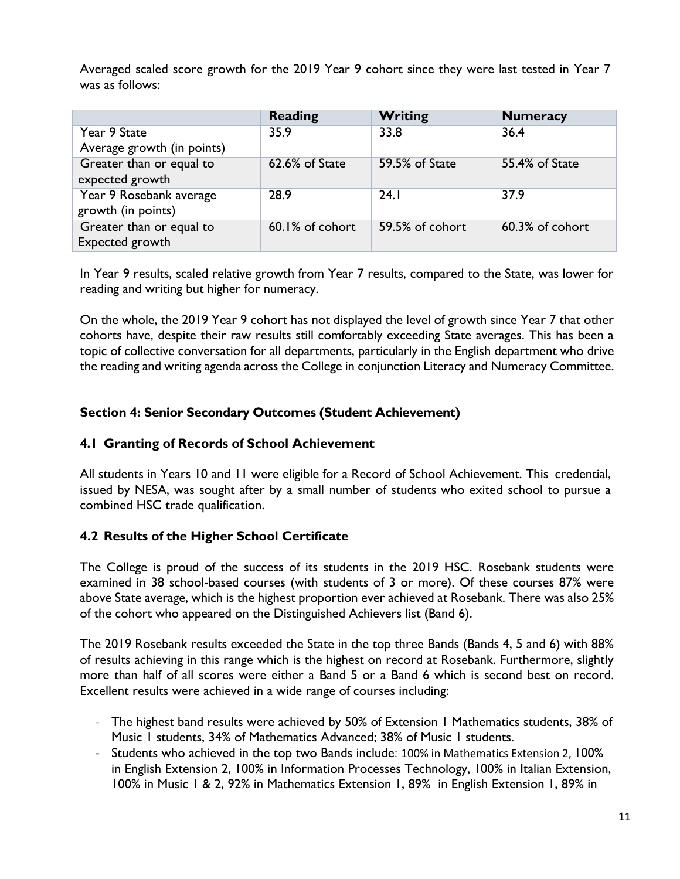Averaged scaled score growth for the 2019 Year 9 cohort since they were last tested in Year 7 was as follows:

| | Reading | Writing | Numeracy |
|---|---|---|---|
| Year 9 State Average growth (in points) | 35.9 | 33.8 | 36.4 |
| Greater than or equal to expected growth | 62.6% of State | 59.5% of State | 55.4% of State |
| Year 9 Rosebank average growth (in points) | 28.9 | 24.1 | 37.9 |
| Greater than or equal to Expected growth | 60.1% of cohort | 59.5% of cohort | 60.3% of cohort |

In Year 9 results, scaled relative growth from Year 7 results, compared to the State, was lower for reading and writing but higher for numeracy.

On the whole, the 2019 Year 9 cohort has not displayed the level of growth since Year 7 that other cohorts have, despite their raw results still comfortably exceeding State averages. This has been a topic of collective conversation for all departments, particularly in the English department who drive the reading and writing agenda across the College in conjunction Literacy and Numeracy Committee.

## Section 4: Senior Secondary Outcomes (Student Achievement)

### 4.1 Granting of Records of School Achievement

All students in Years 10 and 11 were eligible for a Record of School Achievement. This credential, issued by NESA, was sought after by a small number of students who exited school to pursue a combined HSC trade qualification.

### 4.2 Results of the Higher School Certificate

The College is proud of the success of its students in the 2019 HSC. Rosebank students were examined in 38 school-based courses (with students of 3 or more). Of these courses 87% were above State average, which is the highest proportion ever achieved at Rosebank. There was also 25% of the cohort who appeared on the Distinguished Achievers list (Band 6).

The 2019 Rosebank results exceeded the State in the top three Bands (Bands 4, 5 and 6) with 88% of results achieving in this range which is the highest on record at Rosebank. Furthermore, slightly more than half of all scores were either a Band 5 or a Band 6 which is second best on record. Excellent results were achieved in a wide range of courses including:

- The highest band results were achieved by 50% of Extension 1 Mathematics students, 38% of Music 1 students, 34% of Mathematics Advanced; 38% of Music 1 students.
- Students who achieved in the top two Bands include: 100% in Mathematics Extension 2, 100% in English Extension 2, 100% in Information Processes Technology, 100% in Italian Extension, 100% in Music 1 & 2, 92% in Mathematics Extension 1, 89% in English Extension 1, 89% in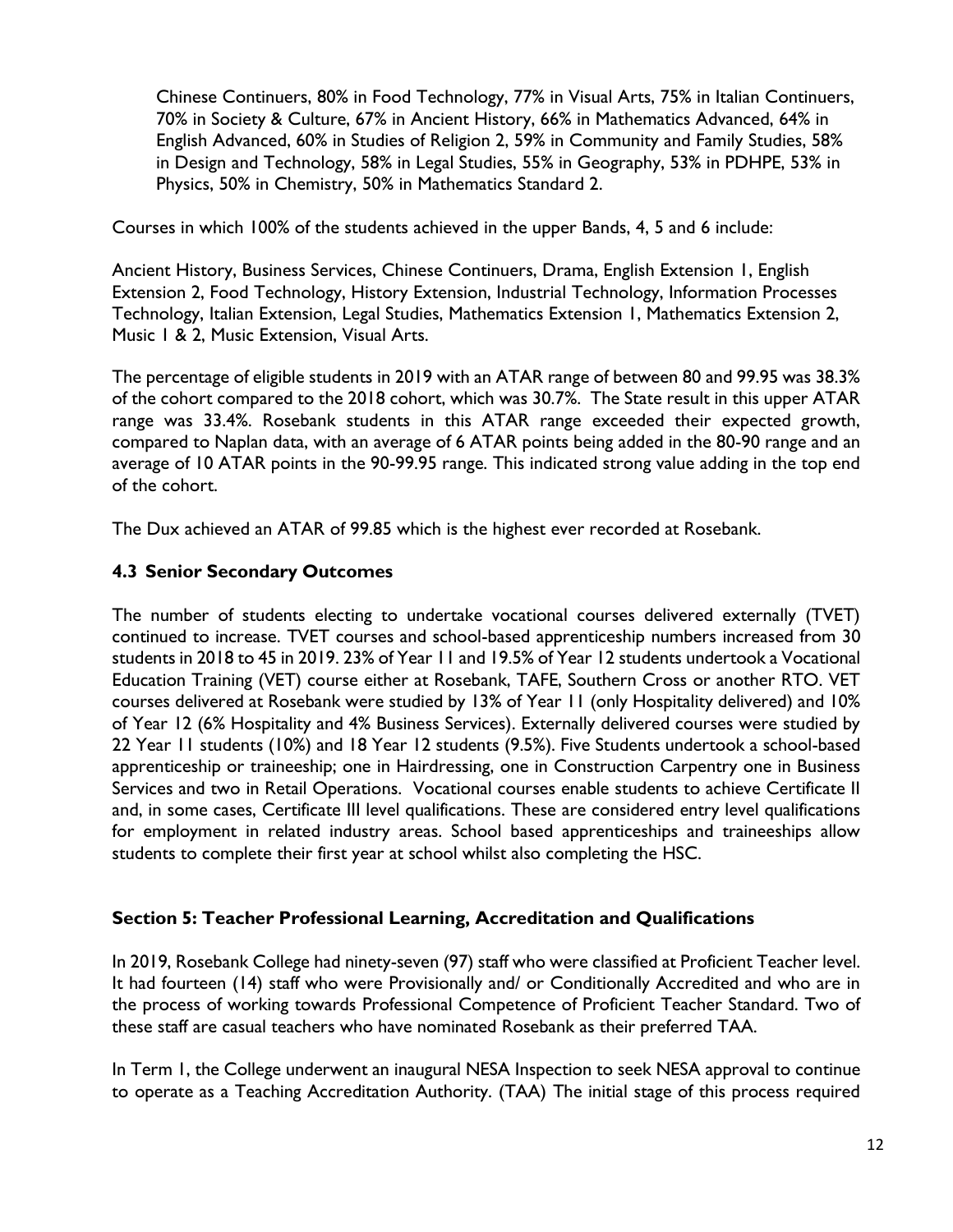Chinese Continuers, 80% in Food Technology, 77% in Visual Arts, 75% in Italian Continuers, 70% in Society & Culture, 67% in Ancient History, 66% in Mathematics Advanced, 64% in English Advanced, 60% in Studies of Religion 2, 59% in Community and Family Studies, 58% in Design and Technology, 58% in Legal Studies, 55% in Geography, 53% in PDHPE, 53% in Physics, 50% in Chemistry, 50% in Mathematics Standard 2.

Courses in which 100% of the students achieved in the upper Bands, 4, 5 and 6 include:

Ancient History, Business Services, Chinese Continuers, Drama, English Extension 1, English Extension 2, Food Technology, History Extension, Industrial Technology, Information Processes Technology, Italian Extension, Legal Studies, Mathematics Extension 1, Mathematics Extension 2, Music 1 & 2, Music Extension, Visual Arts.

The percentage of eligible students in 2019 with an ATAR range of between 80 and 99.95 was 38.3% of the cohort compared to the 2018 cohort, which was 30.7%. The State result in this upper ATAR range was 33.4%. Rosebank students in this ATAR range exceeded their expected growth, compared to Naplan data, with an average of 6 ATAR points being added in the 80-90 range and an average of 10 ATAR points in the 90-99.95 range. This indicated strong value adding in the top end of the cohort.

The Dux achieved an ATAR of 99.85 which is the highest ever recorded at Rosebank.

### 4.3 Senior Secondary Outcomes

The number of students electing to undertake vocational courses delivered externally (TVET) continued to increase. TVET courses and school-based apprenticeship numbers increased from 30 students in 2018 to 45 in 2019. 23% of Year 11 and 19.5% of Year 12 students undertook a Vocational Education Training (VET) course either at Rosebank, TAFE, Southern Cross or another RTO. VET courses delivered at Rosebank were studied by 13% of Year 11 (only Hospitality delivered) and 10% of Year 12 (6% Hospitality and 4% Business Services). Externally delivered courses were studied by 22 Year 11 students (10%) and 18 Year 12 students (9.5%). Five Students undertook a school-based apprenticeship or traineeship; one in Hairdressing, one in Construction Carpentry one in Business Services and two in Retail Operations. Vocational courses enable students to achieve Certificate II and, in some cases, Certificate III level qualifications. These are considered entry level qualifications for employment in related industry areas. School based apprenticeships and traineeships allow students to complete their first year at school whilst also completing the HSC.

## Section 5: Teacher Professional Learning, Accreditation and Qualifications

In 2019, Rosebank College had ninety-seven (97) staff who were classified at Proficient Teacher level. It had fourteen (14) staff who were Provisionally and/ or Conditionally Accredited and who are in the process of working towards Professional Competence of Proficient Teacher Standard. Two of these staff are casual teachers who have nominated Rosebank as their preferred TAA.

In Term 1, the College underwent an inaugural NESA Inspection to seek NESA approval to continue to operate as a Teaching Accreditation Authority. (TAA) The initial stage of this process required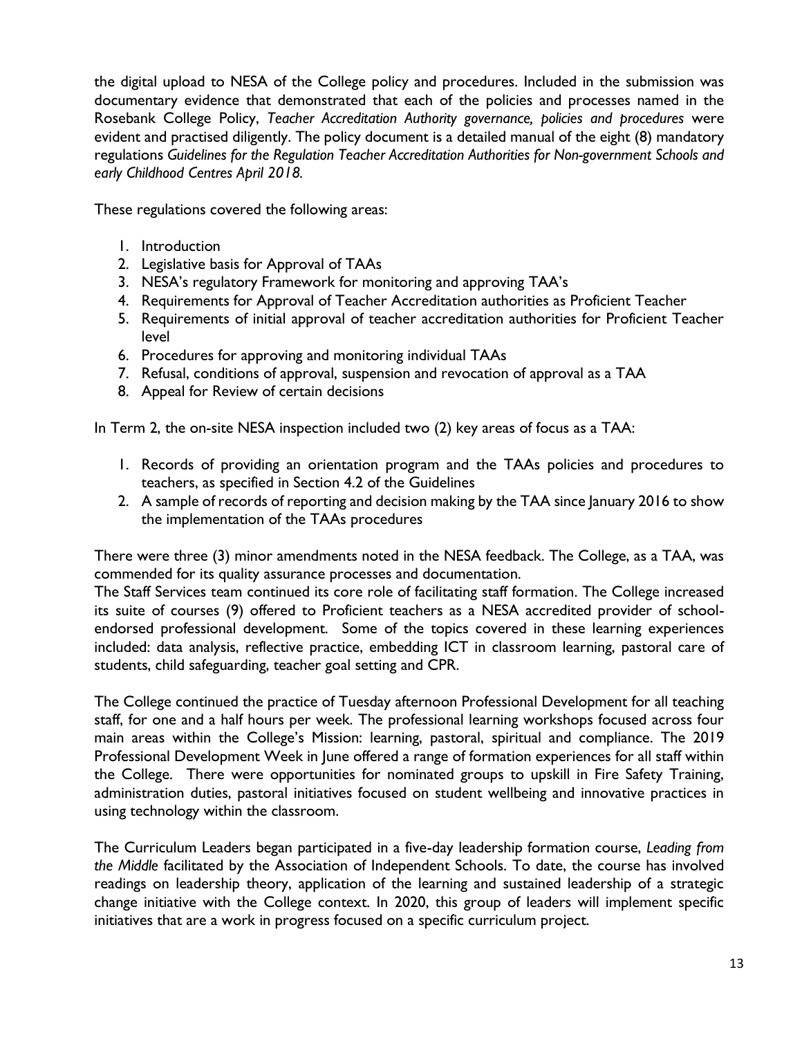the digital upload to NESA of the College policy and procedures. Included in the submission was documentary evidence that demonstrated that each of the policies and processes named in the Rosebank College Policy, *Teacher Accreditation Authority governance, policies and procedures* were evident and practised diligently. The policy document is a detailed manual of the eight (8) mandatory regulations *Guidelines for the Regulation Teacher Accreditation Authorities for Non-government Schools and early Childhood Centres April 2018.*

These regulations covered the following areas:

1. Introduction
2. Legislative basis for Approval of TAAs
3. NESA's regulatory Framework for monitoring and approving TAA's
4. Requirements for Approval of Teacher Accreditation authorities as Proficient Teacher
5. Requirements of initial approval of teacher accreditation authorities for Proficient Teacher level
6. Procedures for approving and monitoring individual TAAs
7. Refusal, conditions of approval, suspension and revocation of approval as a TAA
8. Appeal for Review of certain decisions

In Term 2, the on-site NESA inspection included two (2) key areas of focus as a TAA:

1. Records of providing an orientation program and the TAAs policies and procedures to teachers, as specified in Section 4.2 of the Guidelines
2. A sample of records of reporting and decision making by the TAA since January 2016 to show the implementation of the TAAs procedures

There were three (3) minor amendments noted in the NESA feedback. The College, as a TAA, was commended for its quality assurance processes and documentation.
The Staff Services team continued its core role of facilitating staff formation. The College increased its suite of courses (9) offered to Proficient teachers as a NESA accredited provider of school-endorsed professional development. Some of the topics covered in these learning experiences included: data analysis, reflective practice, embedding ICT in classroom learning, pastoral care of students, child safeguarding, teacher goal setting and CPR.

The College continued the practice of Tuesday afternoon Professional Development for all teaching staff, for one and a half hours per week. The professional learning workshops focused across four main areas within the College's Mission: learning, pastoral, spiritual and compliance. The 2019 Professional Development Week in June offered a range of formation experiences for all staff within the College. There were opportunities for nominated groups to upskill in Fire Safety Training, administration duties, pastoral initiatives focused on student wellbeing and innovative practices in using technology within the classroom.

The Curriculum Leaders began participated in a five-day leadership formation course, *Leading from the Middle* facilitated by the Association of Independent Schools. To date, the course has involved readings on leadership theory, application of the learning and sustained leadership of a strategic change initiative with the College context. In 2020, this group of leaders will implement specific initiatives that are a work in progress focused on a specific curriculum project.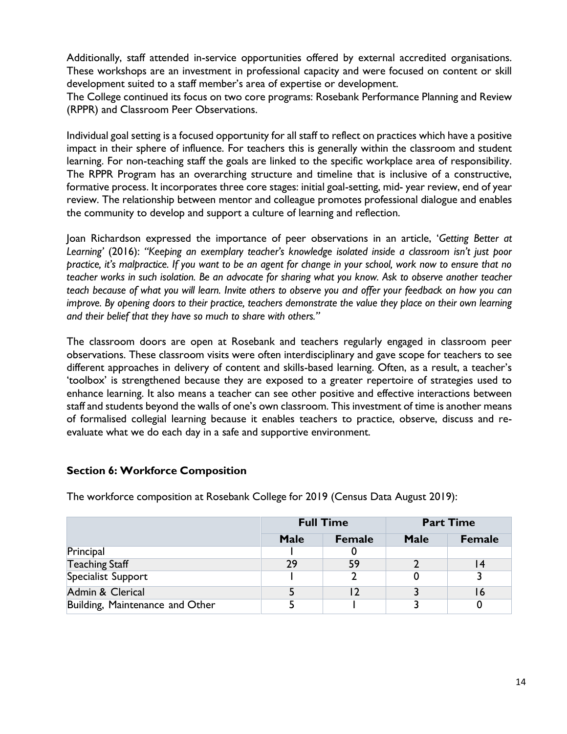Additionally, staff attended in-service opportunities offered by external accredited organisations. These workshops are an investment in professional capacity and were focused on content or skill development suited to a staff member's area of expertise or development.
The College continued its focus on two core programs: Rosebank Performance Planning and Review (RPPR) and Classroom Peer Observations.

Individual goal setting is a focused opportunity for all staff to reflect on practices which have a positive impact in their sphere of influence. For teachers this is generally within the classroom and student learning. For non-teaching staff the goals are linked to the specific workplace area of responsibility. The RPPR Program has an overarching structure and timeline that is inclusive of a constructive, formative process. It incorporates three core stages: initial goal-setting, mid- year review, end of year review. The relationship between mentor and colleague promotes professional dialogue and enables the community to develop and support a culture of learning and reflection.

Joan Richardson expressed the importance of peer observations in an article, '*Getting Better at Learning*' (2016): *"Keeping an exemplary teacher's knowledge isolated inside a classroom isn't just poor practice, it's malpractice. If you want to be an agent for change in your school, work now to ensure that no teacher works in such isolation. Be an advocate for sharing what you know. Ask to observe another teacher teach because of what you will learn. Invite others to observe you and offer your feedback on how you can improve. By opening doors to their practice, teachers demonstrate the value they place on their own learning and their belief that they have so much to share with others."*

The classroom doors are open at Rosebank and teachers regularly engaged in classroom peer observations. These classroom visits were often interdisciplinary and gave scope for teachers to see different approaches in delivery of content and skills-based learning. Often, as a result, a teacher's 'toolbox' is strengthened because they are exposed to a greater repertoire of strategies used to enhance learning. It also means a teacher can see other positive and effective interactions between staff and students beyond the walls of one's own classroom. This investment of time is another means of formalised collegial learning because it enables teachers to practice, observe, discuss and re-evaluate what we do each day in a safe and supportive environment.

## Section 6: Workforce Composition

The workforce composition at Rosebank College for 2019 (Census Data August 2019):

| | Full Time | | Part Time | |
|---|---|---|---|---|
| | **Male** | **Female** | **Male** | **Female** |
| Principal | 1 | 0 | | |
| Teaching Staff | 29 | 59 | 2 | 14 |
| Specialist Support | 1 | 2 | 0 | 3 |
| Admin & Clerical | 5 | 12 | 3 | 16 |
| Building, Maintenance and Other | 5 | 1 | 3 | 0 |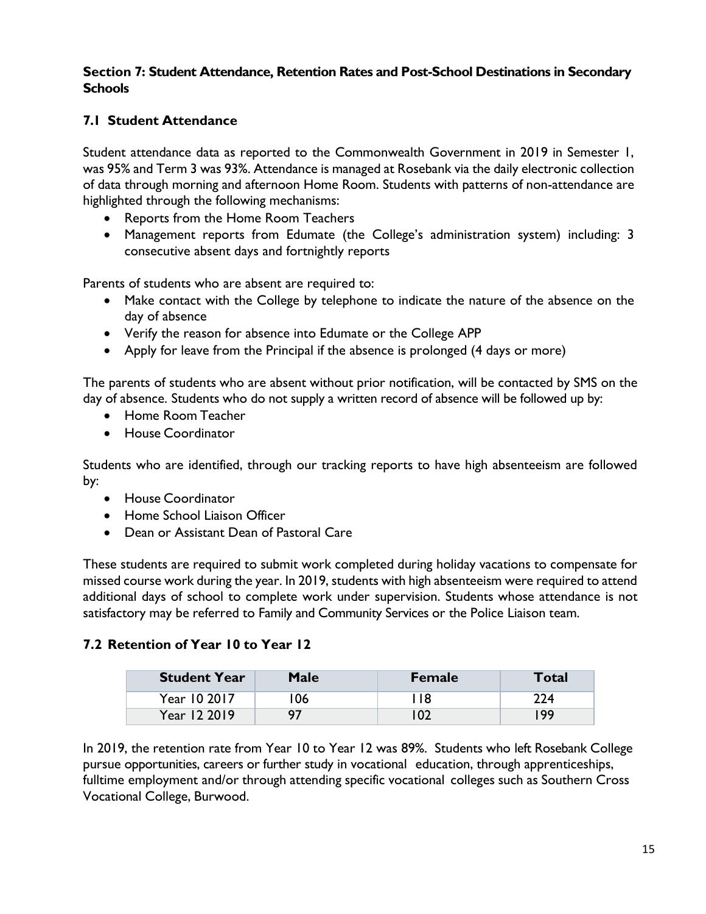## Section 7: Student Attendance, Retention Rates and Post-School Destinations in Secondary Schools

### 7.1 Student Attendance

Student attendance data as reported to the Commonwealth Government in 2019 in Semester 1, was 95% and Term 3 was 93%. Attendance is managed at Rosebank via the daily electronic collection of data through morning and afternoon Home Room. Students with patterns of non-attendance are highlighted through the following mechanisms:

- Reports from the Home Room Teachers
- Management reports from Edumate (the College's administration system) including: 3 consecutive absent days and fortnightly reports

Parents of students who are absent are required to:

- Make contact with the College by telephone to indicate the nature of the absence on the day of absence
- Verify the reason for absence into Edumate or the College APP
- Apply for leave from the Principal if the absence is prolonged (4 days or more)

The parents of students who are absent without prior notification, will be contacted by SMS on the day of absence. Students who do not supply a written record of absence will be followed up by:

- Home Room Teacher
- House Coordinator

Students who are identified, through our tracking reports to have high absenteeism are followed by:

- House Coordinator
- Home School Liaison Officer
- Dean or Assistant Dean of Pastoral Care

These students are required to submit work completed during holiday vacations to compensate for missed course work during the year. In 2019, students with high absenteeism were required to attend additional days of school to complete work under supervision. Students whose attendance is not satisfactory may be referred to Family and Community Services or the Police Liaison team.

### 7.2 Retention of Year 10 to Year 12

| Student Year | Male | Female | Total |
| --- | --- | --- | --- |
| Year 10 2017 | 106 | 118 | 224 |
| Year 12 2019 | 97 | 102 | 199 |

In 2019, the retention rate from Year 10 to Year 12 was 89%. Students who left Rosebank College pursue opportunities, careers or further study in vocational education, through apprenticeships, fulltime employment and/or through attending specific vocational colleges such as Southern Cross Vocational College, Burwood.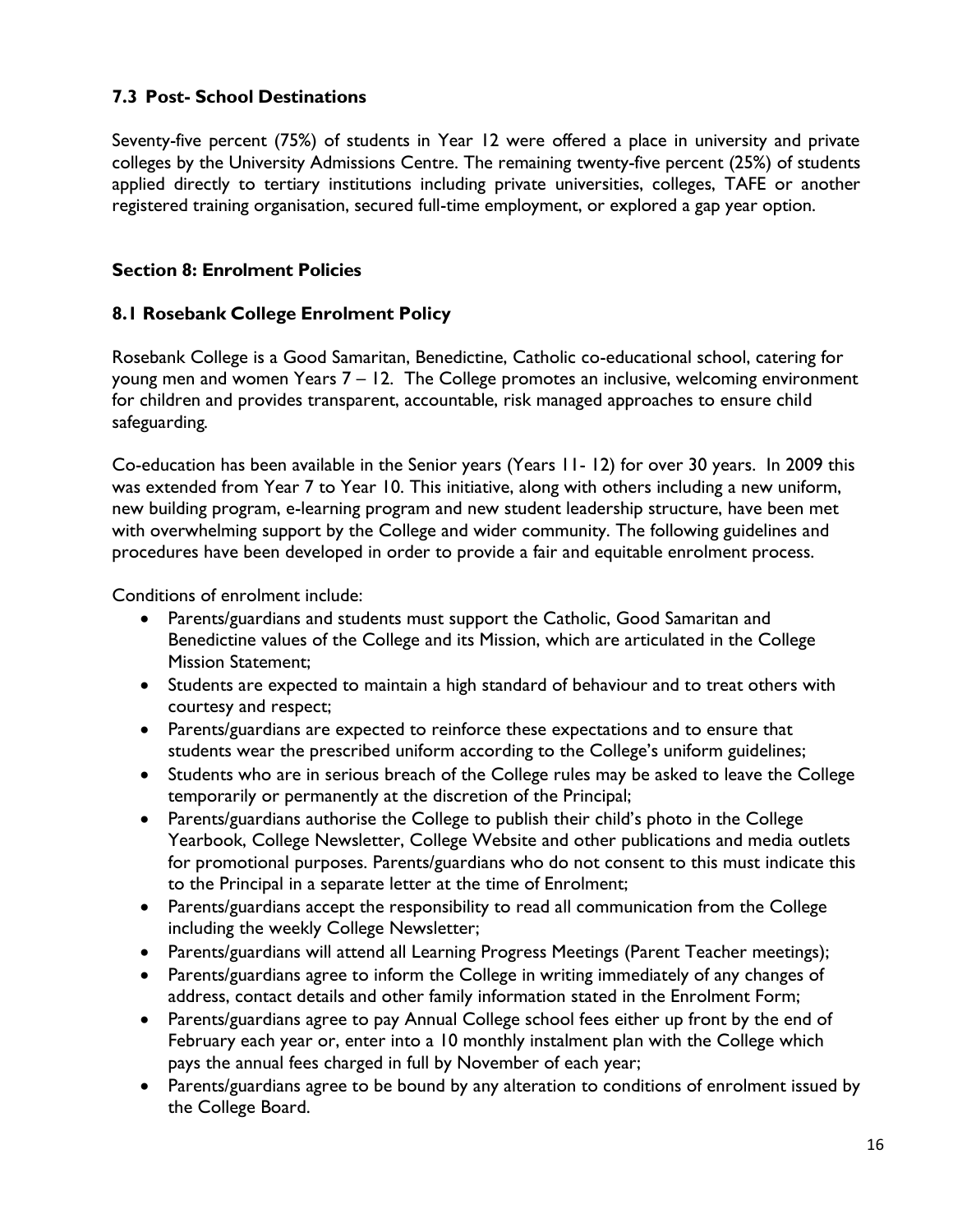### 7.3 Post- School Destinations

Seventy-five percent (75%) of students in Year 12 were offered a place in university and private colleges by the University Admissions Centre. The remaining twenty-five percent (25%) of students applied directly to tertiary institutions including private universities, colleges, TAFE or another registered training organisation, secured full-time employment, or explored a gap year option.

## Section 8: Enrolment Policies

### 8.1 Rosebank College Enrolment Policy

Rosebank College is a Good Samaritan, Benedictine, Catholic co-educational school, catering for young men and women Years 7 – 12. The College promotes an inclusive, welcoming environment for children and provides transparent, accountable, risk managed approaches to ensure child safeguarding.

Co-education has been available in the Senior years (Years 11- 12) for over 30 years. In 2009 this was extended from Year 7 to Year 10. This initiative, along with others including a new uniform, new building program, e-learning program and new student leadership structure, have been met with overwhelming support by the College and wider community. The following guidelines and procedures have been developed in order to provide a fair and equitable enrolment process.

Conditions of enrolment include:

- Parents/guardians and students must support the Catholic, Good Samaritan and Benedictine values of the College and its Mission, which are articulated in the College Mission Statement;
- Students are expected to maintain a high standard of behaviour and to treat others with courtesy and respect;
- Parents/guardians are expected to reinforce these expectations and to ensure that students wear the prescribed uniform according to the College's uniform guidelines;
- Students who are in serious breach of the College rules may be asked to leave the College temporarily or permanently at the discretion of the Principal;
- Parents/guardians authorise the College to publish their child's photo in the College Yearbook, College Newsletter, College Website and other publications and media outlets for promotional purposes. Parents/guardians who do not consent to this must indicate this to the Principal in a separate letter at the time of Enrolment;
- Parents/guardians accept the responsibility to read all communication from the College including the weekly College Newsletter;
- Parents/guardians will attend all Learning Progress Meetings (Parent Teacher meetings);
- Parents/guardians agree to inform the College in writing immediately of any changes of address, contact details and other family information stated in the Enrolment Form;
- Parents/guardians agree to pay Annual College school fees either up front by the end of February each year or, enter into a 10 monthly instalment plan with the College which pays the annual fees charged in full by November of each year;
- Parents/guardians agree to be bound by any alteration to conditions of enrolment issued by the College Board.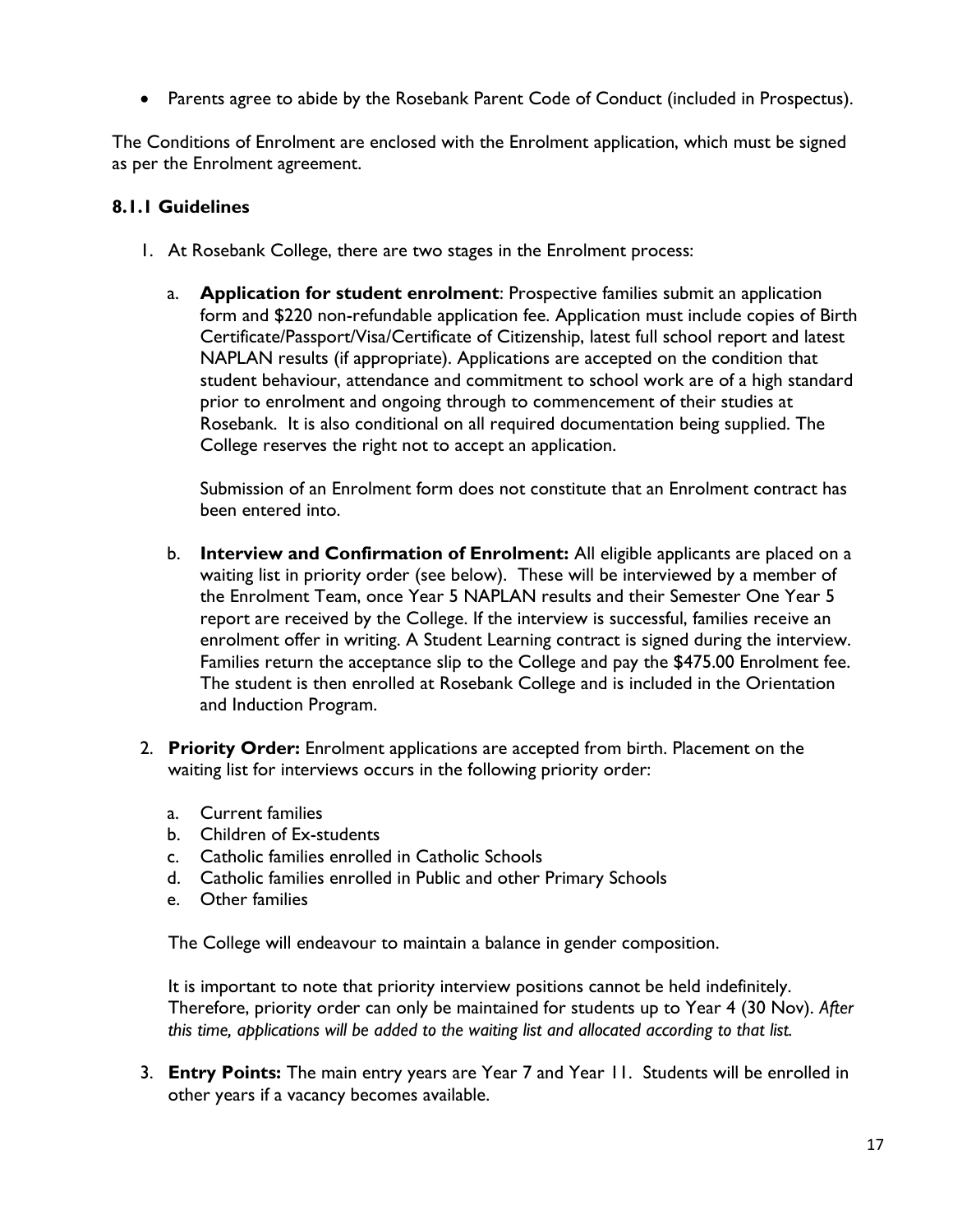- Parents agree to abide by the Rosebank Parent Code of Conduct (included in Prospectus).

The Conditions of Enrolment are enclosed with the Enrolment application, which must be signed as per the Enrolment agreement.

### 8.1.1 Guidelines

1. At Rosebank College, there are two stages in the Enrolment process:

   a. **Application for student enrolment**: Prospective families submit an application form and $220 non-refundable application fee. Application must include copies of Birth Certificate/Passport/Visa/Certificate of Citizenship, latest full school report and latest NAPLAN results (if appropriate). Applications are accepted on the condition that student behaviour, attendance and commitment to school work are of a high standard prior to enrolment and ongoing through to commencement of their studies at Rosebank. It is also conditional on all required documentation being supplied. The College reserves the right not to accept an application.

      Submission of an Enrolment form does not constitute that an Enrolment contract has been entered into.

   b. **Interview and Confirmation of Enrolment:** All eligible applicants are placed on a waiting list in priority order (see below). These will be interviewed by a member of the Enrolment Team, once Year 5 NAPLAN results and their Semester One Year 5 report are received by the College. If the interview is successful, families receive an enrolment offer in writing. A Student Learning contract is signed during the interview. Families return the acceptance slip to the College and pay the $475.00 Enrolment fee. The student is then enrolled at Rosebank College and is included in the Orientation and Induction Program.

2. **Priority Order:** Enrolment applications are accepted from birth. Placement on the waiting list for interviews occurs in the following priority order:

   a. Current families
   b. Children of Ex-students
   c. Catholic families enrolled in Catholic Schools
   d. Catholic families enrolled in Public and other Primary Schools
   e. Other families

   The College will endeavour to maintain a balance in gender composition.

   It is important to note that priority interview positions cannot be held indefinitely. Therefore, priority order can only be maintained for students up to Year 4 (30 Nov). *After this time, applications will be added to the waiting list and allocated according to that list.*

3. **Entry Points:** The main entry years are Year 7 and Year 11. Students will be enrolled in other years if a vacancy becomes available.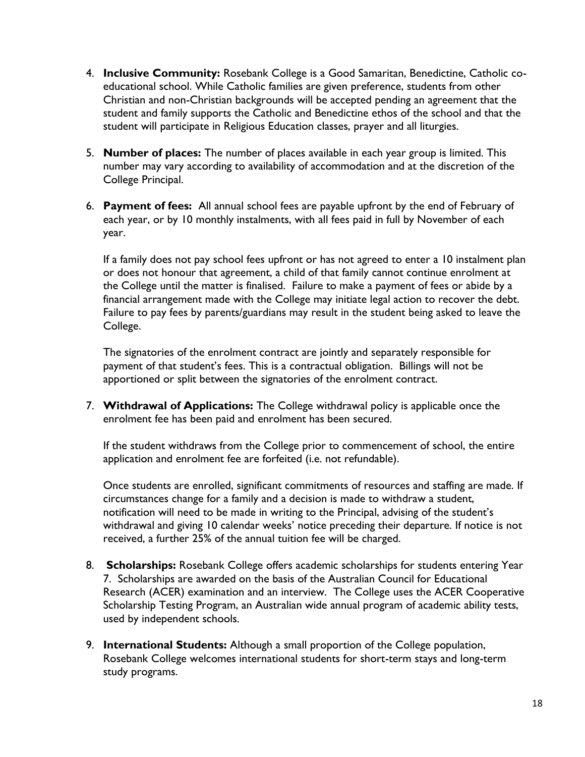4. **Inclusive Community:** Rosebank College is a Good Samaritan, Benedictine, Catholic co-educational school. While Catholic families are given preference, students from other Christian and non-Christian backgrounds will be accepted pending an agreement that the student and family supports the Catholic and Benedictine ethos of the school and that the student will participate in Religious Education classes, prayer and all liturgies.

5. **Number of places:** The number of places available in each year group is limited. This number may vary according to availability of accommodation and at the discretion of the College Principal.

6. **Payment of fees:** All annual school fees are payable upfront by the end of February of each year, or by 10 monthly instalments, with all fees paid in full by November of each year.

   If a family does not pay school fees upfront or has not agreed to enter a 10 instalment plan or does not honour that agreement, a child of that family cannot continue enrolment at the College until the matter is finalised. Failure to make a payment of fees or abide by a financial arrangement made with the College may initiate legal action to recover the debt. Failure to pay fees by parents/guardians may result in the student being asked to leave the College.

   The signatories of the enrolment contract are jointly and separately responsible for payment of that student's fees. This is a contractual obligation. Billings will not be apportioned or split between the signatories of the enrolment contract.

7. **Withdrawal of Applications:** The College withdrawal policy is applicable once the enrolment fee has been paid and enrolment has been secured.

   If the student withdraws from the College prior to commencement of school, the entire application and enrolment fee are forfeited (i.e. not refundable).

   Once students are enrolled, significant commitments of resources and staffing are made. If circumstances change for a family and a decision is made to withdraw a student, notification will need to be made in writing to the Principal, advising of the student's withdrawal and giving 10 calendar weeks' notice preceding their departure. If notice is not received, a further 25% of the annual tuition fee will be charged.

8. **Scholarships:** Rosebank College offers academic scholarships for students entering Year 7. Scholarships are awarded on the basis of the Australian Council for Educational Research (ACER) examination and an interview. The College uses the ACER Cooperative Scholarship Testing Program, an Australian wide annual program of academic ability tests, used by independent schools.

9. **International Students:** Although a small proportion of the College population, Rosebank College welcomes international students for short-term stays and long-term study programs.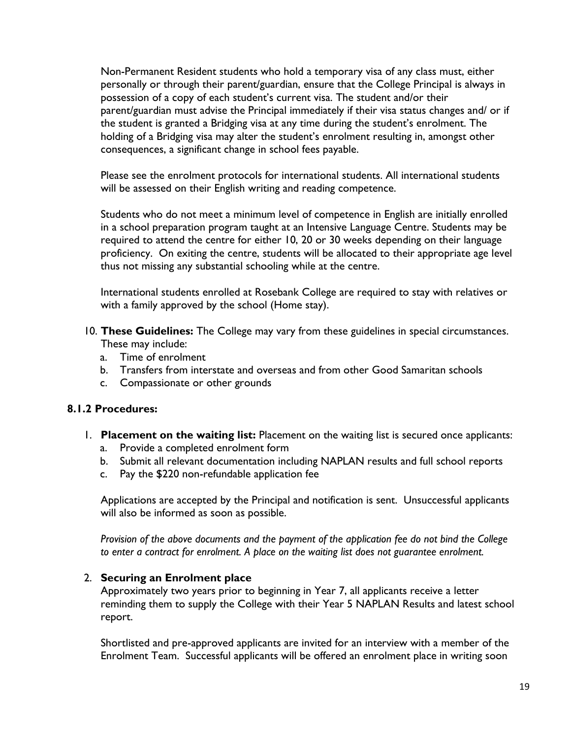Non-Permanent Resident students who hold a temporary visa of any class must, either personally or through their parent/guardian, ensure that the College Principal is always in possession of a copy of each student's current visa. The student and/or their parent/guardian must advise the Principal immediately if their visa status changes and/ or if the student is granted a Bridging visa at any time during the student's enrolment. The holding of a Bridging visa may alter the student's enrolment resulting in, amongst other consequences, a significant change in school fees payable.

Please see the enrolment protocols for international students. All international students will be assessed on their English writing and reading competence.

Students who do not meet a minimum level of competence in English are initially enrolled in a school preparation program taught at an Intensive Language Centre. Students may be required to attend the centre for either 10, 20 or 30 weeks depending on their language proficiency. On exiting the centre, students will be allocated to their appropriate age level thus not missing any substantial schooling while at the centre.

International students enrolled at Rosebank College are required to stay with relatives or with a family approved by the school (Home stay).

10. **These Guidelines:** The College may vary from these guidelines in special circumstances. These may include:
    a. Time of enrolment
    b. Transfers from interstate and overseas and from other Good Samaritan schools
    c. Compassionate or other grounds

### 8.1.2 Procedures:

1. **Placement on the waiting list:** Placement on the waiting list is secured once applicants:
    a. Provide a completed enrolment form
    b. Submit all relevant documentation including NAPLAN results and full school reports
    c. Pay the $220 non-refundable application fee

    Applications are accepted by the Principal and notification is sent. Unsuccessful applicants will also be informed as soon as possible.

    *Provision of the above documents and the payment of the application fee do not bind the College to enter a contract for enrolment. A place on the waiting list does not guarantee enrolment.*

2. **Securing an Enrolment place**

    Approximately two years prior to beginning in Year 7, all applicants receive a letter reminding them to supply the College with their Year 5 NAPLAN Results and latest school report.

    Shortlisted and pre-approved applicants are invited for an interview with a member of the Enrolment Team. Successful applicants will be offered an enrolment place in writing soon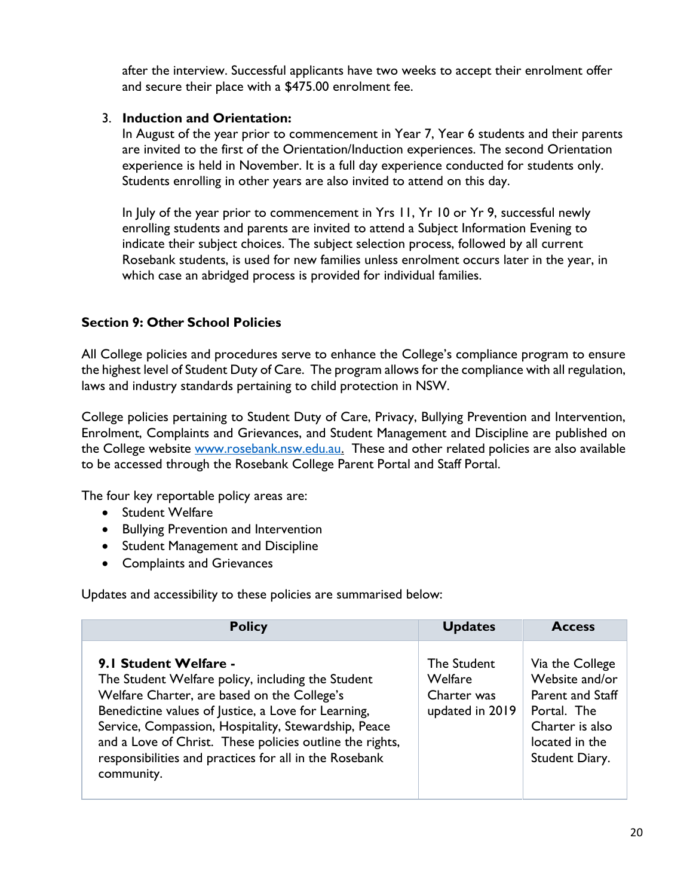after the interview. Successful applicants have two weeks to accept their enrolment offer and secure their place with a $475.00 enrolment fee.

3. **Induction and Orientation:**
   In August of the year prior to commencement in Year 7, Year 6 students and their parents are invited to the first of the Orientation/Induction experiences. The second Orientation experience is held in November. It is a full day experience conducted for students only. Students enrolling in other years are also invited to attend on this day.

   In July of the year prior to commencement in Yrs 11, Yr 10 or Yr 9, successful newly enrolling students and parents are invited to attend a Subject Information Evening to indicate their subject choices. The subject selection process, followed by all current Rosebank students, is used for new families unless enrolment occurs later in the year, in which case an abridged process is provided for individual families.

## Section 9: Other School Policies

All College policies and procedures serve to enhance the College's compliance program to ensure the highest level of Student Duty of Care. The program allows for the compliance with all regulation, laws and industry standards pertaining to child protection in NSW.

College policies pertaining to Student Duty of Care, Privacy, Bullying Prevention and Intervention, Enrolment, Complaints and Grievances, and Student Management and Discipline are published on the College website [www.rosebank.nsw.edu.au](http://www.rosebank.nsw.edu.au). These and other related policies are also available to be accessed through the Rosebank College Parent Portal and Staff Portal.

The four key reportable policy areas are:

- Student Welfare
- Bullying Prevention and Intervention
- Student Management and Discipline
- Complaints and Grievances

Updates and accessibility to these policies are summarised below:

| Policy | Updates | Access |
|---|---|---|
| **9.1 Student Welfare -** The Student Welfare policy, including the Student Welfare Charter, are based on the College's Benedictine values of Justice, a Love for Learning, Service, Compassion, Hospitality, Stewardship, Peace and a Love of Christ. These policies outline the rights, responsibilities and practices for all in the Rosebank community. | The Student Welfare Charter was updated in 2019 | Via the College Website and/or Parent and Staff Portal. The Charter is also located in the Student Diary. |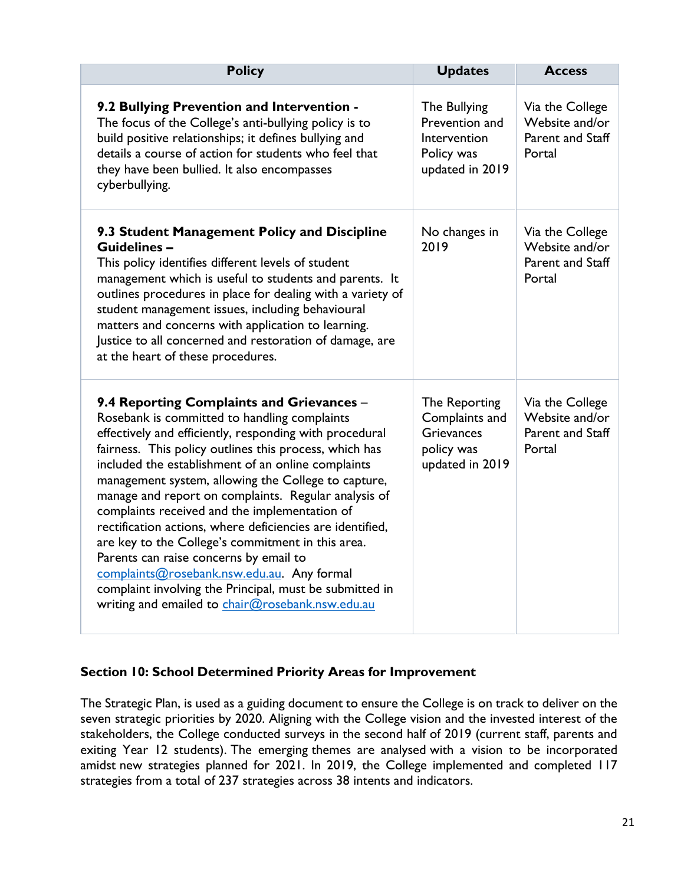| Policy | Updates | Access |
|---|---|---|
| **9.2 Bullying Prevention and Intervention -** The focus of the College's anti-bullying policy is to build positive relationships; it defines bullying and details a course of action for students who feel that they have been bullied. It also encompasses cyberbullying. | The Bullying Prevention and Intervention Policy was updated in 2019 | Via the College Website and/or Parent and Staff Portal |
| **9.3 Student Management Policy and Discipline Guidelines –** This policy identifies different levels of student management which is useful to students and parents. It outlines procedures in place for dealing with a variety of student management issues, including behavioural matters and concerns with application to learning. Justice to all concerned and restoration of damage, are at the heart of these procedures. | No changes in 2019 | Via the College Website and/or Parent and Staff Portal |
| **9.4 Reporting Complaints and Grievances** – Rosebank is committed to handling complaints effectively and efficiently, responding with procedural fairness. This policy outlines this process, which has included the establishment of an online complaints management system, allowing the College to capture, manage and report on complaints. Regular analysis of complaints received and the implementation of rectification actions, where deficiencies are identified, are key to the College's commitment in this area. Parents can raise concerns by email to complaints@rosebank.nsw.edu.au. Any formal complaint involving the Principal, must be submitted in writing and emailed to chair@rosebank.nsw.edu.au | The Reporting Complaints and Grievances policy was updated in 2019 | Via the College Website and/or Parent and Staff Portal |

## Section 10: School Determined Priority Areas for Improvement

The Strategic Plan, is used as a guiding document to ensure the College is on track to deliver on the seven strategic priorities by 2020. Aligning with the College vision and the invested interest of the stakeholders, the College conducted surveys in the second half of 2019 (current staff, parents and exiting Year 12 students). The emerging themes are analysed with a vision to be incorporated amidst new strategies planned for 2021. In 2019, the College implemented and completed 117 strategies from a total of 237 strategies across 38 intents and indicators.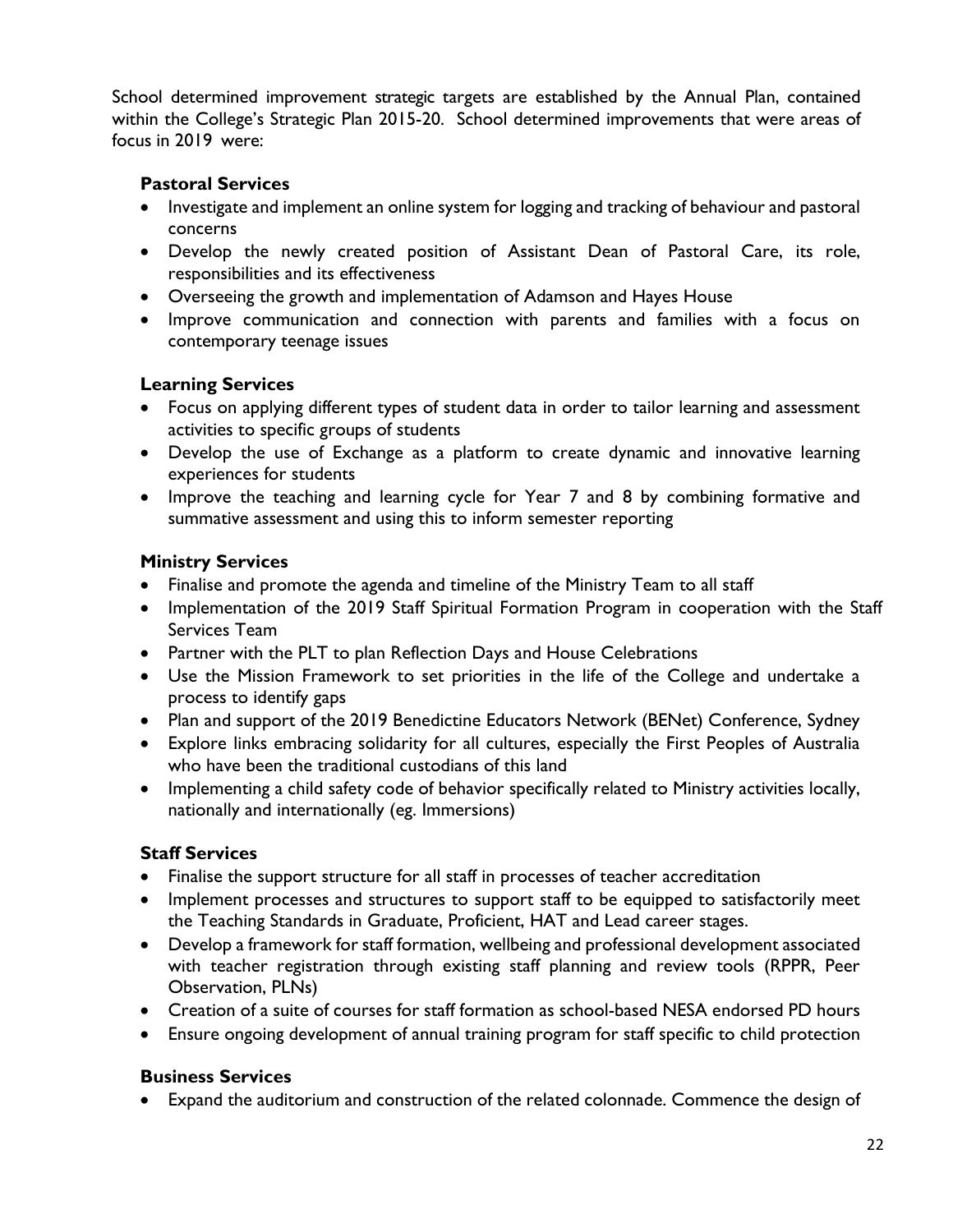School determined improvement strategic targets are established by the Annual Plan, contained within the College's Strategic Plan 2015-20. School determined improvements that were areas of focus in 2019 were:

**Pastoral Services**

- Investigate and implement an online system for logging and tracking of behaviour and pastoral concerns
- Develop the newly created position of Assistant Dean of Pastoral Care, its role, responsibilities and its effectiveness
- Overseeing the growth and implementation of Adamson and Hayes House
- Improve communication and connection with parents and families with a focus on contemporary teenage issues

**Learning Services**

- Focus on applying different types of student data in order to tailor learning and assessment activities to specific groups of students
- Develop the use of Exchange as a platform to create dynamic and innovative learning experiences for students
- Improve the teaching and learning cycle for Year 7 and 8 by combining formative and summative assessment and using this to inform semester reporting

**Ministry Services**

- Finalise and promote the agenda and timeline of the Ministry Team to all staff
- Implementation of the 2019 Staff Spiritual Formation Program in cooperation with the Staff Services Team
- Partner with the PLT to plan Reflection Days and House Celebrations
- Use the Mission Framework to set priorities in the life of the College and undertake a process to identify gaps
- Plan and support of the 2019 Benedictine Educators Network (BENet) Conference, Sydney
- Explore links embracing solidarity for all cultures, especially the First Peoples of Australia who have been the traditional custodians of this land
- Implementing a child safety code of behavior specifically related to Ministry activities locally, nationally and internationally (eg. Immersions)

**Staff Services**

- Finalise the support structure for all staff in processes of teacher accreditation
- Implement processes and structures to support staff to be equipped to satisfactorily meet the Teaching Standards in Graduate, Proficient, HAT and Lead career stages.
- Develop a framework for staff formation, wellbeing and professional development associated with teacher registration through existing staff planning and review tools (RPPR, Peer Observation, PLNs)
- Creation of a suite of courses for staff formation as school-based NESA endorsed PD hours
- Ensure ongoing development of annual training program for staff specific to child protection

**Business Services**

- Expand the auditorium and construction of the related colonnade. Commence the design of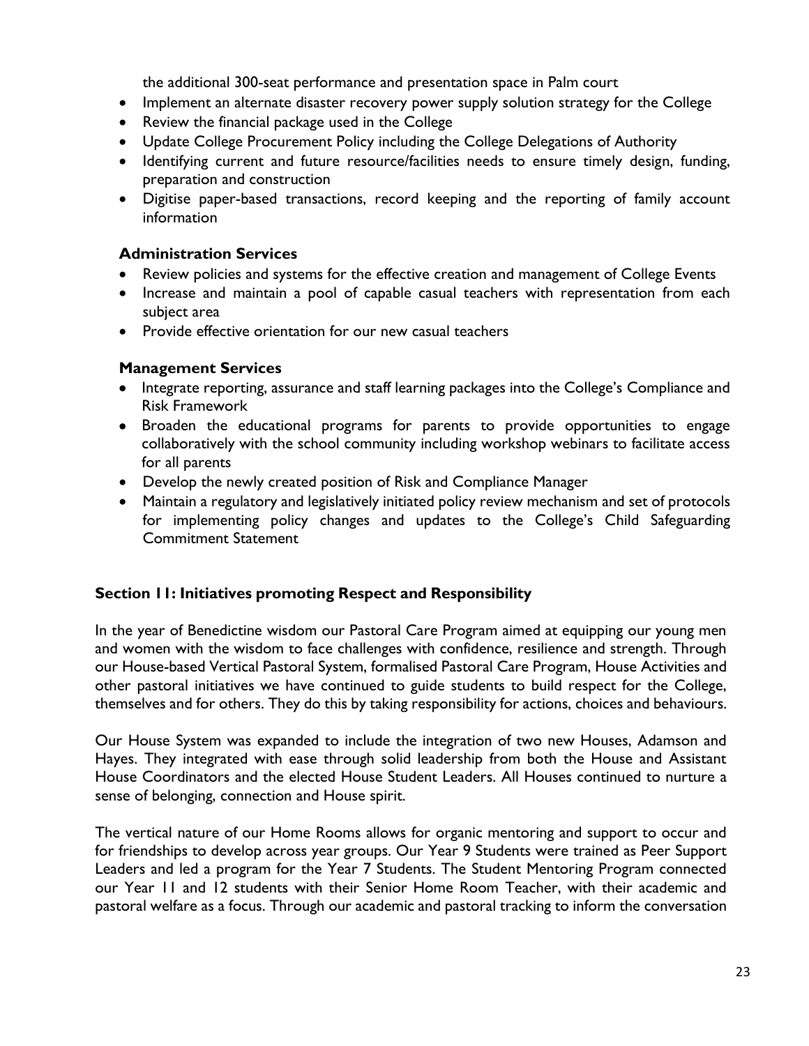the additional 300-seat performance and presentation space in Palm court

- Implement an alternate disaster recovery power supply solution strategy for the College
- Review the financial package used in the College
- Update College Procurement Policy including the College Delegations of Authority
- Identifying current and future resource/facilities needs to ensure timely design, funding, preparation and construction
- Digitise paper-based transactions, record keeping and the reporting of family account information

### Administration Services

- Review policies and systems for the effective creation and management of College Events
- Increase and maintain a pool of capable casual teachers with representation from each subject area
- Provide effective orientation for our new casual teachers

### Management Services

- Integrate reporting, assurance and staff learning packages into the College's Compliance and Risk Framework
- Broaden the educational programs for parents to provide opportunities to engage collaboratively with the school community including workshop webinars to facilitate access for all parents
- Develop the newly created position of Risk and Compliance Manager
- Maintain a regulatory and legislatively initiated policy review mechanism and set of protocols for implementing policy changes and updates to the College's Child Safeguarding Commitment Statement

## Section 11: Initiatives promoting Respect and Responsibility

In the year of Benedictine wisdom our Pastoral Care Program aimed at equipping our young men and women with the wisdom to face challenges with confidence, resilience and strength. Through our House-based Vertical Pastoral System, formalised Pastoral Care Program, House Activities and other pastoral initiatives we have continued to guide students to build respect for the College, themselves and for others. They do this by taking responsibility for actions, choices and behaviours.

Our House System was expanded to include the integration of two new Houses, Adamson and Hayes. They integrated with ease through solid leadership from both the House and Assistant House Coordinators and the elected House Student Leaders. All Houses continued to nurture a sense of belonging, connection and House spirit.

The vertical nature of our Home Rooms allows for organic mentoring and support to occur and for friendships to develop across year groups. Our Year 9 Students were trained as Peer Support Leaders and led a program for the Year 7 Students. The Student Mentoring Program connected our Year 11 and 12 students with their Senior Home Room Teacher, with their academic and pastoral welfare as a focus. Through our academic and pastoral tracking to inform the conversation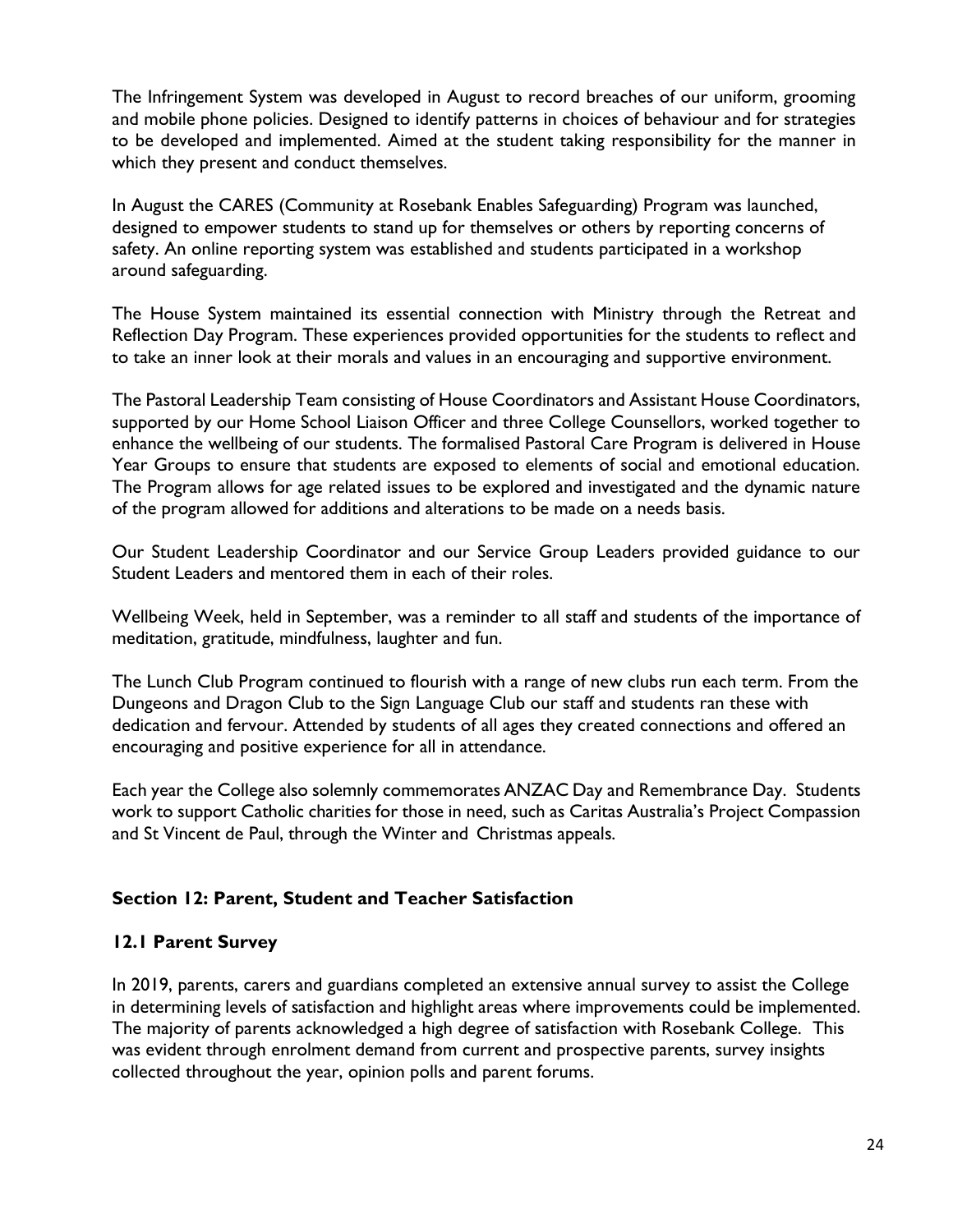The Infringement System was developed in August to record breaches of our uniform, grooming and mobile phone policies. Designed to identify patterns in choices of behaviour and for strategies to be developed and implemented. Aimed at the student taking responsibility for the manner in which they present and conduct themselves.

In August the CARES (Community at Rosebank Enables Safeguarding) Program was launched, designed to empower students to stand up for themselves or others by reporting concerns of safety. An online reporting system was established and students participated in a workshop around safeguarding.

The House System maintained its essential connection with Ministry through the Retreat and Reflection Day Program. These experiences provided opportunities for the students to reflect and to take an inner look at their morals and values in an encouraging and supportive environment.

The Pastoral Leadership Team consisting of House Coordinators and Assistant House Coordinators, supported by our Home School Liaison Officer and three College Counsellors, worked together to enhance the wellbeing of our students. The formalised Pastoral Care Program is delivered in House Year Groups to ensure that students are exposed to elements of social and emotional education. The Program allows for age related issues to be explored and investigated and the dynamic nature of the program allowed for additions and alterations to be made on a needs basis.

Our Student Leadership Coordinator and our Service Group Leaders provided guidance to our Student Leaders and mentored them in each of their roles.

Wellbeing Week, held in September, was a reminder to all staff and students of the importance of meditation, gratitude, mindfulness, laughter and fun.

The Lunch Club Program continued to flourish with a range of new clubs run each term. From the Dungeons and Dragon Club to the Sign Language Club our staff and students ran these with dedication and fervour. Attended by students of all ages they created connections and offered an encouraging and positive experience for all in attendance.

Each year the College also solemnly commemorates ANZAC Day and Remembrance Day. Students work to support Catholic charities for those in need, such as Caritas Australia's Project Compassion and St Vincent de Paul, through the Winter and Christmas appeals.

## Section 12: Parent, Student and Teacher Satisfaction

### 12.1 Parent Survey

In 2019, parents, carers and guardians completed an extensive annual survey to assist the College in determining levels of satisfaction and highlight areas where improvements could be implemented. The majority of parents acknowledged a high degree of satisfaction with Rosebank College. This was evident through enrolment demand from current and prospective parents, survey insights collected throughout the year, opinion polls and parent forums.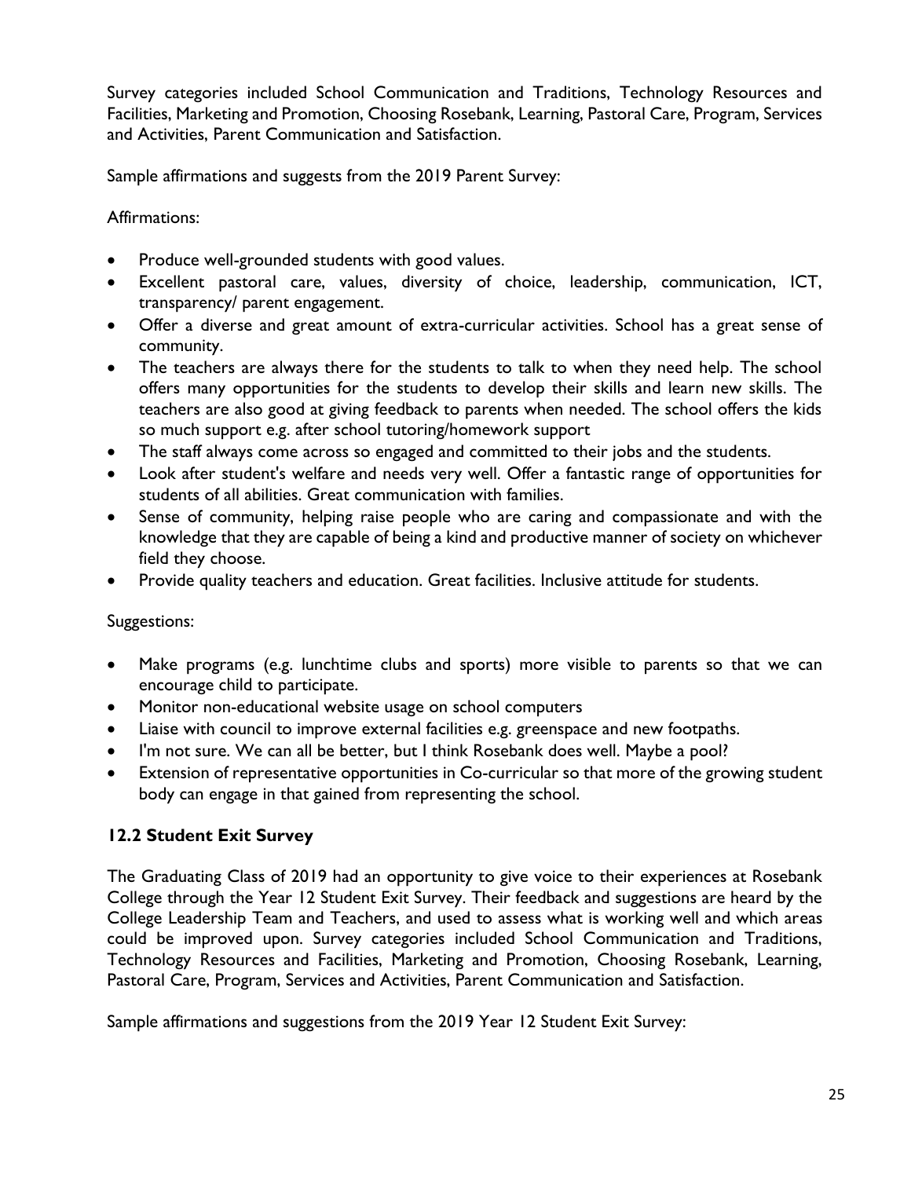Survey categories included School Communication and Traditions, Technology Resources and Facilities, Marketing and Promotion, Choosing Rosebank, Learning, Pastoral Care, Program, Services and Activities, Parent Communication and Satisfaction.

Sample affirmations and suggests from the 2019 Parent Survey:

Affirmations:

- Produce well-grounded students with good values.
- Excellent pastoral care, values, diversity of choice, leadership, communication, ICT, transparency/ parent engagement.
- Offer a diverse and great amount of extra-curricular activities. School has a great sense of community.
- The teachers are always there for the students to talk to when they need help. The school offers many opportunities for the students to develop their skills and learn new skills. The teachers are also good at giving feedback to parents when needed. The school offers the kids so much support e.g. after school tutoring/homework support
- The staff always come across so engaged and committed to their jobs and the students.
- Look after student's welfare and needs very well. Offer a fantastic range of opportunities for students of all abilities. Great communication with families.
- Sense of community, helping raise people who are caring and compassionate and with the knowledge that they are capable of being a kind and productive manner of society on whichever field they choose.
- Provide quality teachers and education. Great facilities. Inclusive attitude for students.

Suggestions:

- Make programs (e.g. lunchtime clubs and sports) more visible to parents so that we can encourage child to participate.
- Monitor non-educational website usage on school computers
- Liaise with council to improve external facilities e.g. greenspace and new footpaths.
- I'm not sure. We can all be better, but I think Rosebank does well. Maybe a pool?
- Extension of representative opportunities in Co-curricular so that more of the growing student body can engage in that gained from representing the school.

### 12.2 Student Exit Survey

The Graduating Class of 2019 had an opportunity to give voice to their experiences at Rosebank College through the Year 12 Student Exit Survey. Their feedback and suggestions are heard by the College Leadership Team and Teachers, and used to assess what is working well and which areas could be improved upon. Survey categories included School Communication and Traditions, Technology Resources and Facilities, Marketing and Promotion, Choosing Rosebank, Learning, Pastoral Care, Program, Services and Activities, Parent Communication and Satisfaction.

Sample affirmations and suggestions from the 2019 Year 12 Student Exit Survey: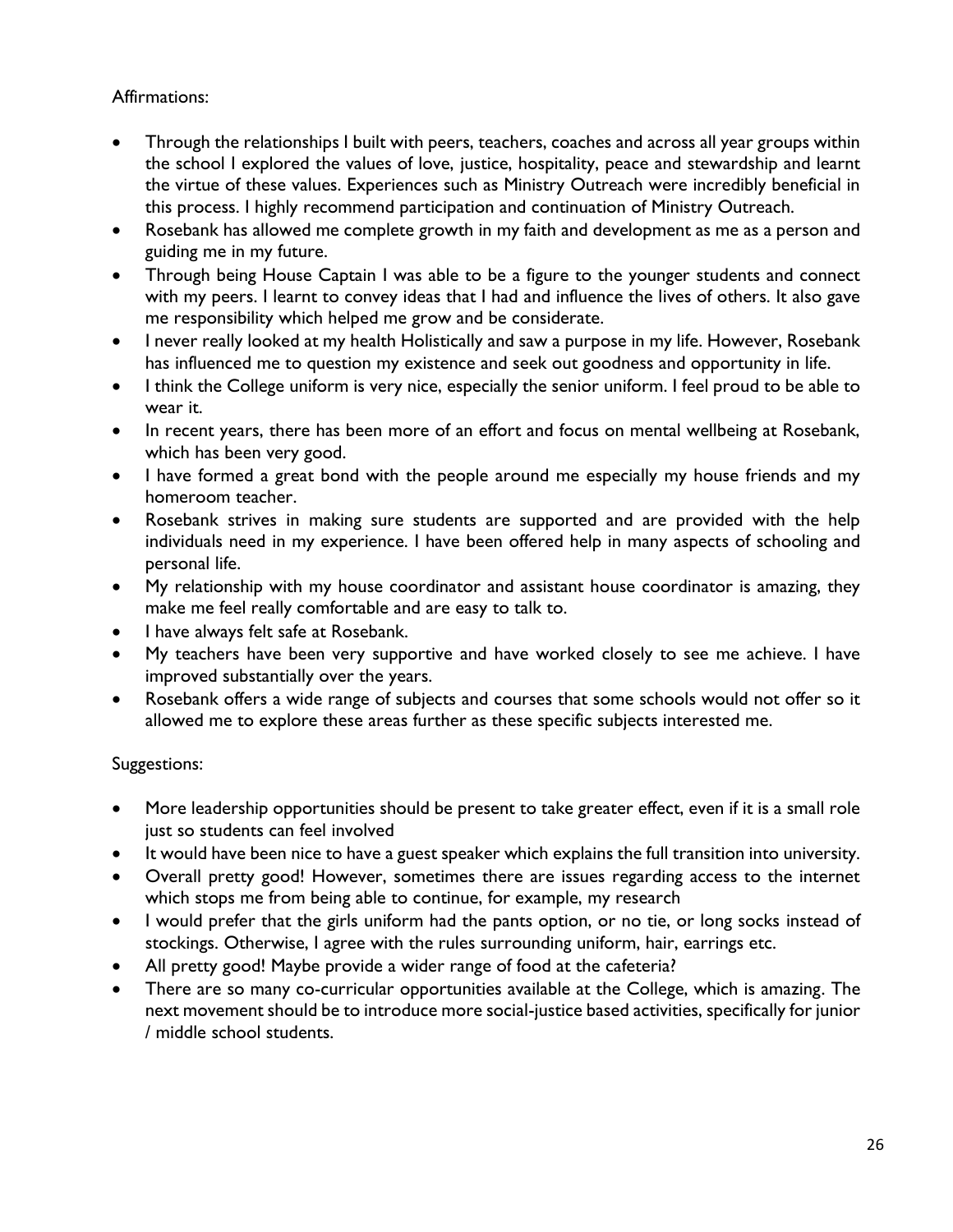Affirmations:

- Through the relationships I built with peers, teachers, coaches and across all year groups within the school I explored the values of love, justice, hospitality, peace and stewardship and learnt the virtue of these values. Experiences such as Ministry Outreach were incredibly beneficial in this process. I highly recommend participation and continuation of Ministry Outreach.
- Rosebank has allowed me complete growth in my faith and development as me as a person and guiding me in my future.
- Through being House Captain I was able to be a figure to the younger students and connect with my peers. I learnt to convey ideas that I had and influence the lives of others. It also gave me responsibility which helped me grow and be considerate.
- I never really looked at my health Holistically and saw a purpose in my life. However, Rosebank has influenced me to question my existence and seek out goodness and opportunity in life.
- I think the College uniform is very nice, especially the senior uniform. I feel proud to be able to wear it.
- In recent years, there has been more of an effort and focus on mental wellbeing at Rosebank, which has been very good.
- I have formed a great bond with the people around me especially my house friends and my homeroom teacher.
- Rosebank strives in making sure students are supported and are provided with the help individuals need in my experience. I have been offered help in many aspects of schooling and personal life.
- My relationship with my house coordinator and assistant house coordinator is amazing, they make me feel really comfortable and are easy to talk to.
- I have always felt safe at Rosebank.
- My teachers have been very supportive and have worked closely to see me achieve. I have improved substantially over the years.
- Rosebank offers a wide range of subjects and courses that some schools would not offer so it allowed me to explore these areas further as these specific subjects interested me.

Suggestions:

- More leadership opportunities should be present to take greater effect, even if it is a small role just so students can feel involved
- It would have been nice to have a guest speaker which explains the full transition into university.
- Overall pretty good! However, sometimes there are issues regarding access to the internet which stops me from being able to continue, for example, my research
- I would prefer that the girls uniform had the pants option, or no tie, or long socks instead of stockings. Otherwise, I agree with the rules surrounding uniform, hair, earrings etc.
- All pretty good! Maybe provide a wider range of food at the cafeteria?
- There are so many co-curricular opportunities available at the College, which is amazing. The next movement should be to introduce more social-justice based activities, specifically for junior / middle school students.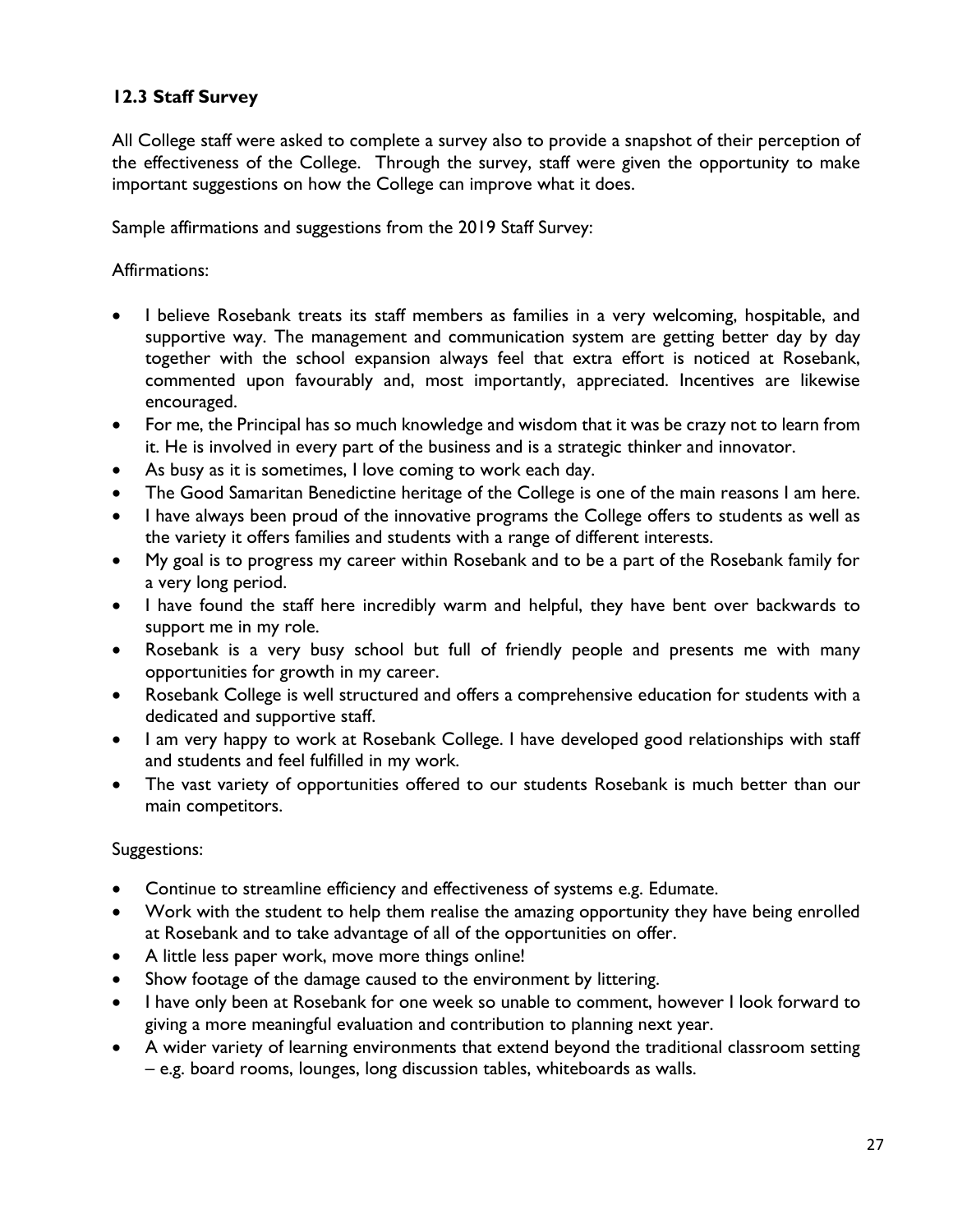### 12.3 Staff Survey

All College staff were asked to complete a survey also to provide a snapshot of their perception of the effectiveness of the College. Through the survey, staff were given the opportunity to make important suggestions on how the College can improve what it does.

Sample affirmations and suggestions from the 2019 Staff Survey:

Affirmations:

- I believe Rosebank treats its staff members as families in a very welcoming, hospitable, and supportive way. The management and communication system are getting better day by day together with the school expansion always feel that extra effort is noticed at Rosebank, commented upon favourably and, most importantly, appreciated. Incentives are likewise encouraged.
- For me, the Principal has so much knowledge and wisdom that it was be crazy not to learn from it. He is involved in every part of the business and is a strategic thinker and innovator.
- As busy as it is sometimes, I love coming to work each day.
- The Good Samaritan Benedictine heritage of the College is one of the main reasons I am here.
- I have always been proud of the innovative programs the College offers to students as well as the variety it offers families and students with a range of different interests.
- My goal is to progress my career within Rosebank and to be a part of the Rosebank family for a very long period.
- I have found the staff here incredibly warm and helpful, they have bent over backwards to support me in my role.
- Rosebank is a very busy school but full of friendly people and presents me with many opportunities for growth in my career.
- Rosebank College is well structured and offers a comprehensive education for students with a dedicated and supportive staff.
- I am very happy to work at Rosebank College. I have developed good relationships with staff and students and feel fulfilled in my work.
- The vast variety of opportunities offered to our students Rosebank is much better than our main competitors.

Suggestions:

- Continue to streamline efficiency and effectiveness of systems e.g. Edumate.
- Work with the student to help them realise the amazing opportunity they have being enrolled at Rosebank and to take advantage of all of the opportunities on offer.
- A little less paper work, move more things online!
- Show footage of the damage caused to the environment by littering.
- I have only been at Rosebank for one week so unable to comment, however I look forward to giving a more meaningful evaluation and contribution to planning next year.
- A wider variety of learning environments that extend beyond the traditional classroom setting – e.g. board rooms, lounges, long discussion tables, whiteboards as walls.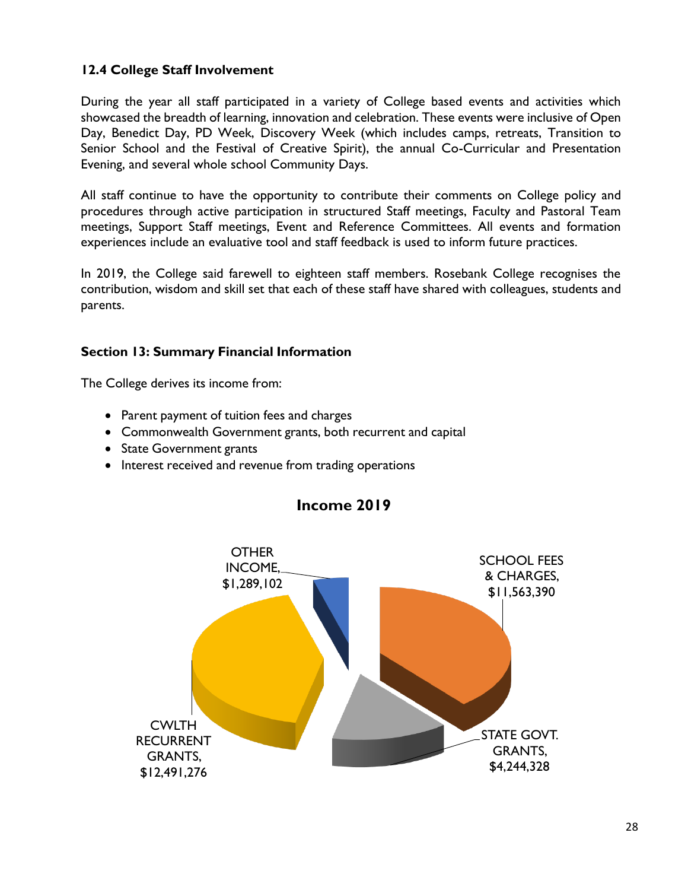### 12.4 College Staff Involvement

During the year all staff participated in a variety of College based events and activities which showcased the breadth of learning, innovation and celebration. These events were inclusive of Open Day, Benedict Day, PD Week, Discovery Week (which includes camps, retreats, Transition to Senior School and the Festival of Creative Spirit), the annual Co-Curricular and Presentation Evening, and several whole school Community Days.

All staff continue to have the opportunity to contribute their comments on College policy and procedures through active participation in structured Staff meetings, Faculty and Pastoral Team meetings, Support Staff meetings, Event and Reference Committees. All events and formation experiences include an evaluative tool and staff feedback is used to inform future practices.

In 2019, the College said farewell to eighteen staff members. Rosebank College recognises the contribution, wisdom and skill set that each of these staff have shared with colleagues, students and parents.

### Section 13: Summary Financial Information

The College derives its income from:

- Parent payment of tuition fees and charges
- Commonwealth Government grants, both recurrent and capital
- State Government grants
- Interest received and revenue from trading operations

**Income 2019**

OTHER INCOME, $1,289,102

SCHOOL FEES & CHARGES, $11,563,390

CWLTH RECURRENT GRANTS, $12,491,276

STATE GOVT. GRANTS, $4,244,328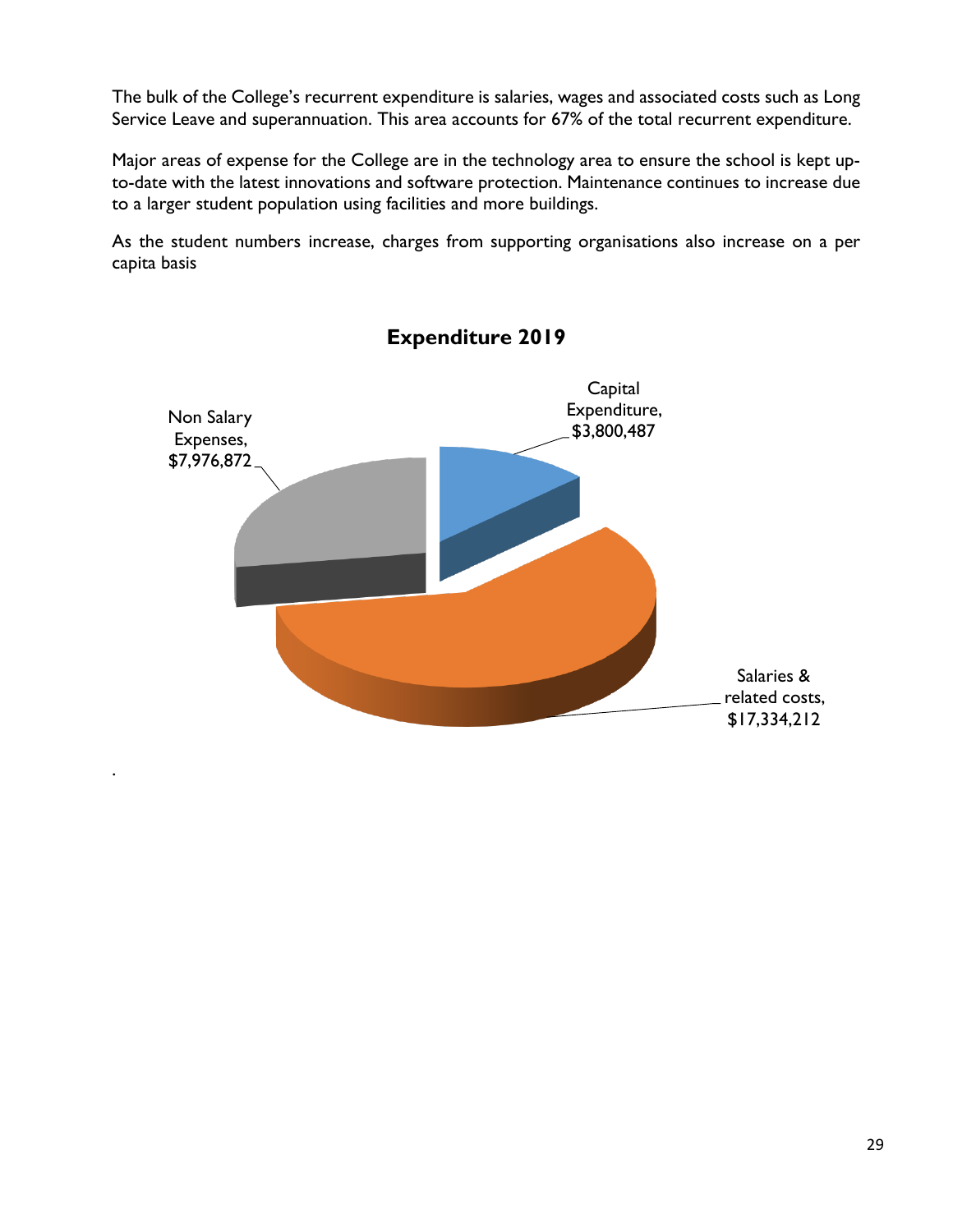The bulk of the College's recurrent expenditure is salaries, wages and associated costs such as Long Service Leave and superannuation. This area accounts for 67% of the total recurrent expenditure.

Major areas of expense for the College are in the technology area to ensure the school is kept up-to-date with the latest innovations and software protection. Maintenance continues to increase due to a larger student population using facilities and more buildings.

As the student numbers increase, charges from supporting organisations also increase on a per capita basis

**Expenditure 2019**

Capital Expenditure, $3,800,487

Non Salary Expenses, $7,976,872

Salaries & related costs, $17,334,212

.